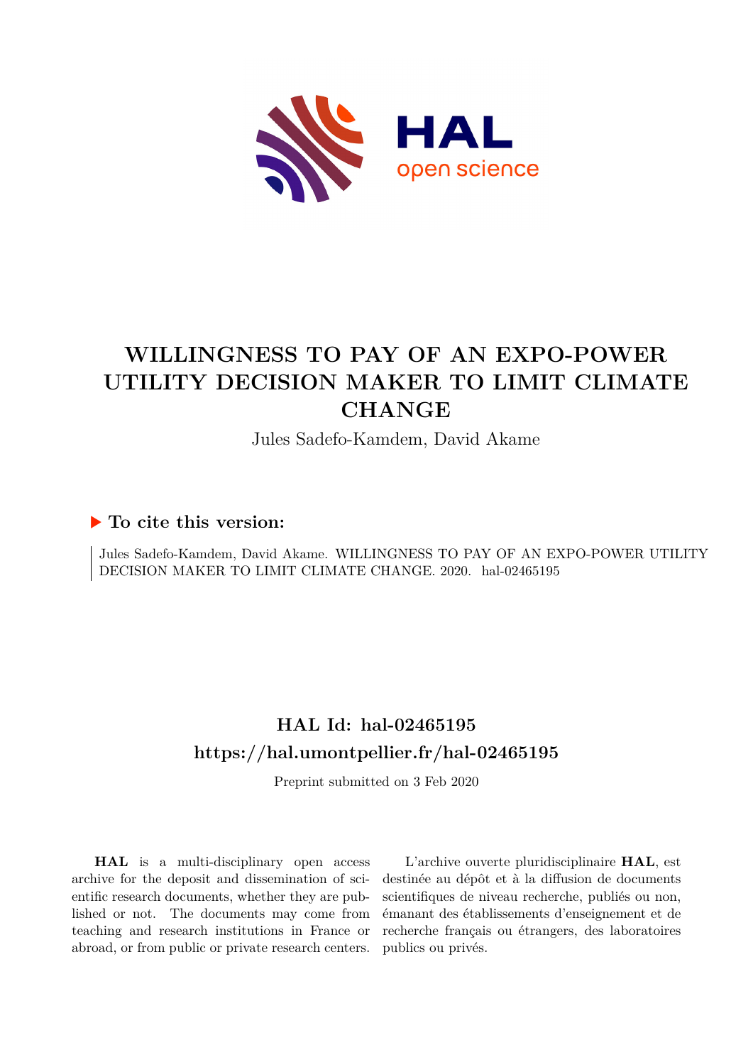# WILLINGNESS TO PAY OF AN EXPO-POWER UTILITY DECISION MAKER TO LIMIT CLIMATE CHANGE

Jules Sadefo-Kamdem, David Akame

### ▶ To cite this version:

Jules Sadefo-Kamdem, David Akame. WILLINGNESS TO PAY OF AN EXPO-POWER UTILITY DECISION MAKER TO LIMIT CLIMATE CHANGE. 2020. hal-02465195

## HAL Id: hal-02465195

## https://hal.umontpellier.fr/hal-02465195

Preprint submitted on 3 Feb 2020

**HAL** is a multi-disciplinary open access archive for the deposit and dissemination of scientific research documents, whether they are published or not. The documents may come from teaching and research institutions in France or abroad, or from public or private research centers.

L'archive ouverte pluridisciplinaire **HAL**, est destinée au dépôt et à la diffusion de documents scientifiques de niveau recherche, publiés ou non, émanant des établissements d'enseignement et de recherche français ou étrangers, des laboratoires publics ou privés.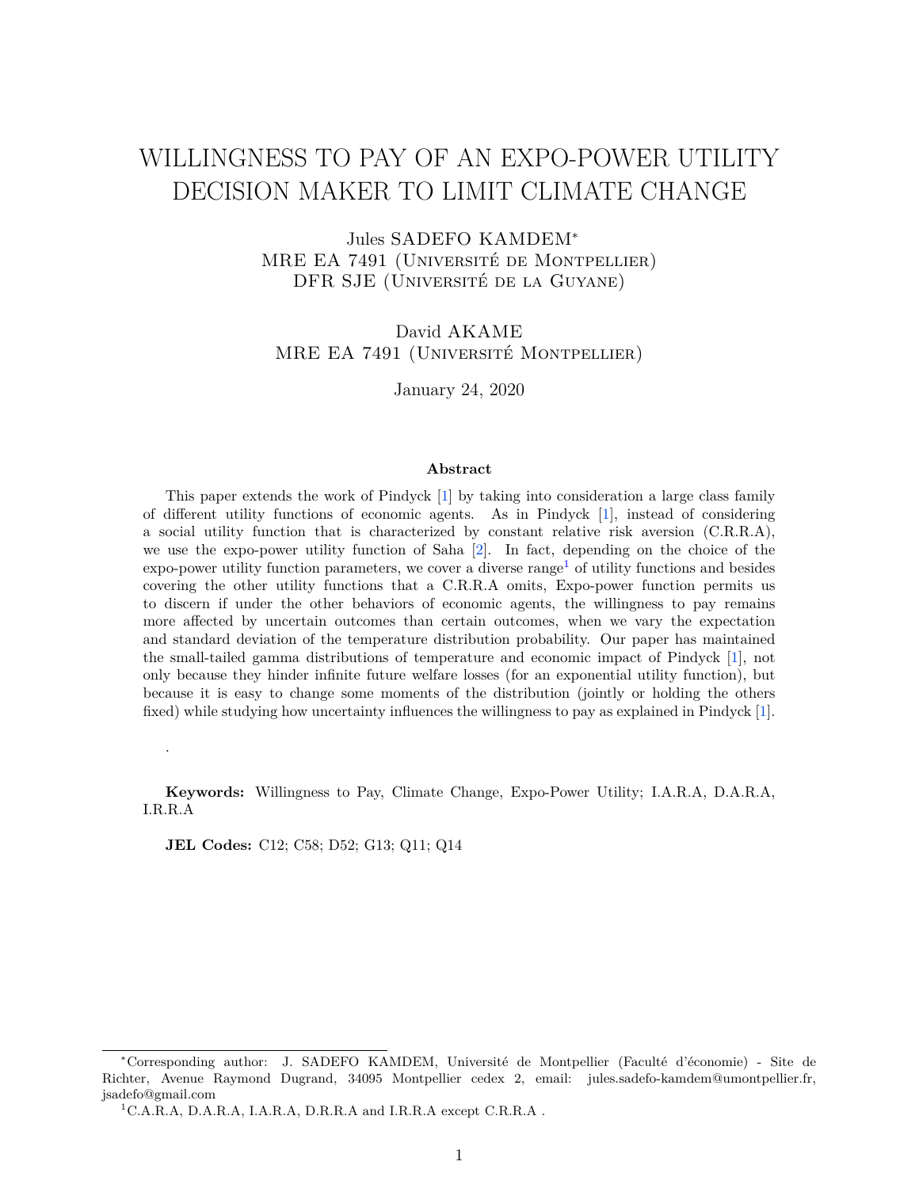# WILLINGNESS TO PAY OF AN EXPO-POWER UTILITY DECISION MAKER TO LIMIT CLIMATE CHANGE

Jules SADEFO KAMDEM[*]
MRE EA 7491 (Université de Montpellier)
DFR SJE (Université de la Guyane)

David AKAME
MRE EA 7491 (Université Montpellier)

January 24, 2020

### Abstract

This paper extends the work of Pindyck [1] by taking into consideration a large class family of different utility functions of economic agents. As in Pindyck [1], instead of considering a social utility function that is characterized by constant relative risk aversion (C.R.R.A), we use the expo-power utility function of Saha [2]. In fact, depending on the choice of the expo-power utility function parameters, we cover a diverse range[1] of utility functions and besides covering the other utility functions that a C.R.R.A omits, Expo-power function permits us to discern if under the other behaviors of economic agents, the willingness to pay remains more affected by uncertain outcomes than certain outcomes, when we vary the expectation and standard deviation of the temperature distribution probability. Our paper has maintained the small-tailed gamma distributions of temperature and economic impact of Pindyck [1], not only because they hinder infinite future welfare losses (for an exponential utility function), but because it is easy to change some moments of the distribution (jointly or holding the others fixed) while studying how uncertainty influences the willingness to pay as explained in Pindyck [1].

.

**Keywords:** Willingness to Pay, Climate Change, Expo-Power Utility; I.A.R.A, D.A.R.A, I.R.R.A

**JEL Codes:** C12; C58; D52; G13; Q11; Q14

---

[*]Corresponding author: J. SADEFO KAMDEM, Université de Montpellier (Faculté d'économie) - Site de Richter, Avenue Raymond Dugrand, 34095 Montpellier cedex 2, email: jules.sadefo-kamdem@umontpellier.fr, jsadefo@gmail.com

[1]C.A.R.A, D.A.R.A, I.A.R.A, D.R.R.A and I.R.R.A except C.R.R.A .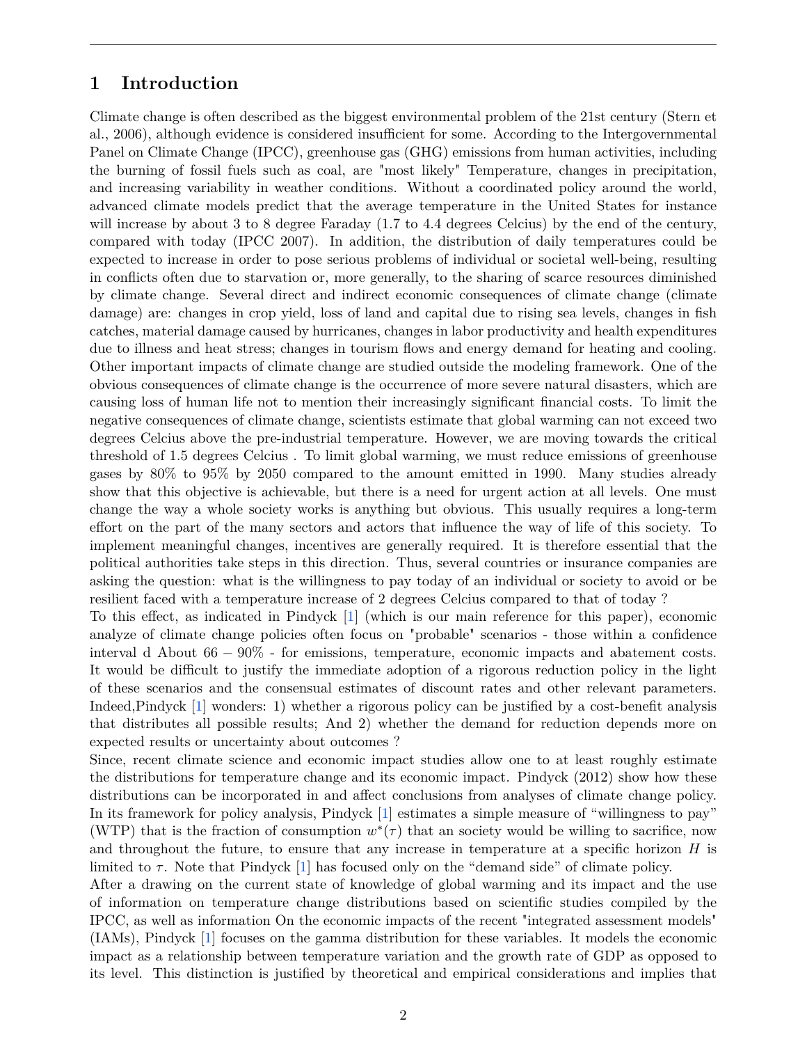## 1 Introduction

Climate change is often described as the biggest environmental problem of the 21st century (Stern et al., 2006), although evidence is considered insufficient for some. According to the Intergovernmental Panel on Climate Change (IPCC), greenhouse gas (GHG) emissions from human activities, including the burning of fossil fuels such as coal, are "most likely" Temperature, changes in precipitation, and increasing variability in weather conditions. Without a coordinated policy around the world, advanced climate models predict that the average temperature in the United States for instance will increase by about 3 to 8 degree Faraday (1.7 to 4.4 degrees Celcius) by the end of the century, compared with today (IPCC 2007). In addition, the distribution of daily temperatures could be expected to increase in order to pose serious problems of individual or societal well-being, resulting in conflicts often due to starvation or, more generally, to the sharing of scarce resources diminished by climate change. Several direct and indirect economic consequences of climate change (climate damage) are: changes in crop yield, loss of land and capital due to rising sea levels, changes in fish catches, material damage caused by hurricanes, changes in labor productivity and health expenditures due to illness and heat stress; changes in tourism flows and energy demand for heating and cooling. Other important impacts of climate change are studied outside the modeling framework. One of the obvious consequences of climate change is the occurrence of more severe natural disasters, which are causing loss of human life not to mention their increasingly significant financial costs. To limit the negative consequences of climate change, scientists estimate that global warming can not exceed two degrees Celcius above the pre-industrial temperature. However, we are moving towards the critical threshold of 1.5 degrees Celcius . To limit global warming, we must reduce emissions of greenhouse gases by 80% to 95% by 2050 compared to the amount emitted in 1990. Many studies already show that this objective is achievable, but there is a need for urgent action at all levels. One must change the way a whole society works is anything but obvious. This usually requires a long-term effort on the part of the many sectors and actors that influence the way of life of this society. To implement meaningful changes, incentives are generally required. It is therefore essential that the political authorities take steps in this direction. Thus, several countries or insurance companies are asking the question: what is the willingness to pay today of an individual or society to avoid or be resilient faced with a temperature increase of 2 degrees Celcius compared to that of today ?

To this effect, as indicated in Pindyck [1] (which is our main reference for this paper), economic analyze of climate change policies often focus on "probable" scenarios - those within a confidence interval d About $66 - 90\%$ - for emissions, temperature, economic impacts and abatement costs. It would be difficult to justify the immediate adoption of a rigorous reduction policy in the light of these scenarios and the consensual estimates of discount rates and other relevant parameters. Indeed,Pindyck [1] wonders: 1) whether a rigorous policy can be justified by a cost-benefit analysis that distributes all possible results; And 2) whether the demand for reduction depends more on expected results or uncertainty about outcomes ?

Since, recent climate science and economic impact studies allow one to at least roughly estimate the distributions for temperature change and its economic impact. Pindyck (2012) show how these distributions can be incorporated in and affect conclusions from analyses of climate change policy. In its framework for policy analysis, Pindyck [1] estimates a simple measure of "willingness to pay" (WTP) that is the fraction of consumption $w^*(\tau)$ that an society would be willing to sacrifice, now and throughout the future, to ensure that any increase in temperature at a specific horizon $H$ is limited to $\tau$. Note that Pindyck [1] has focused only on the "demand side" of climate policy.

After a drawing on the current state of knowledge of global warming and its impact and the use of information on temperature change distributions based on scientific studies compiled by the IPCC, as well as information On the economic impacts of the recent "integrated assessment models" (IAMs), Pindyck [1] focuses on the gamma distribution for these variables. It models the economic impact as a relationship between temperature variation and the growth rate of GDP as opposed to its level. This distinction is justified by theoretical and empirical considerations and implies that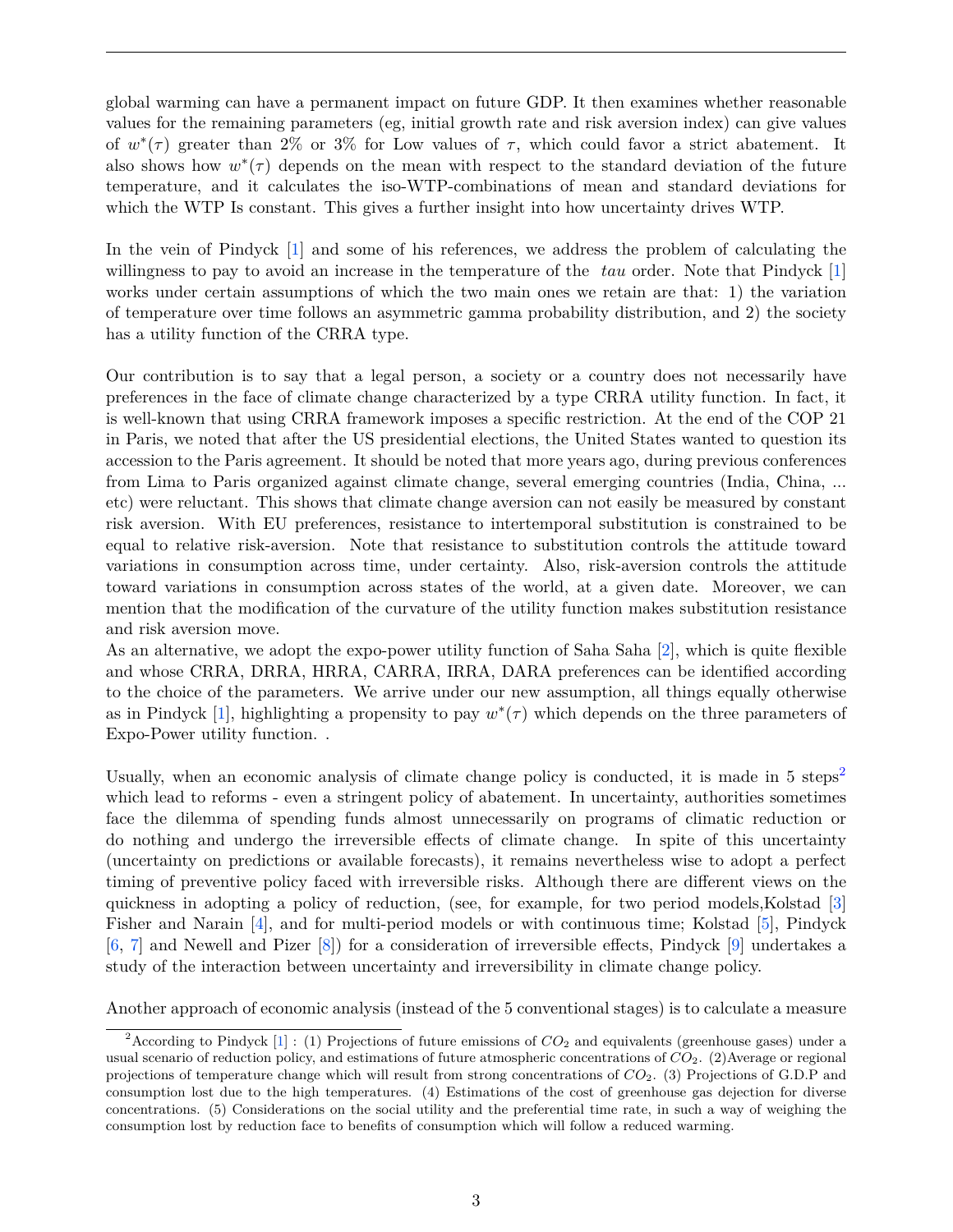global warming can have a permanent impact on future GDP. It then examines whether reasonable values for the remaining parameters (eg, initial growth rate and risk aversion index) can give values of $w^*(\tau)$ greater than 2% or 3% for Low values of $\tau$, which could favor a strict abatement. It also shows how $w^*(\tau)$ depends on the mean with respect to the standard deviation of the future temperature, and it calculates the iso-WTP-combinations of mean and standard deviations for which the WTP Is constant. This gives a further insight into how uncertainty drives WTP.

In the vein of Pindyck [1] and some of his references, we address the problem of calculating the willingness to pay to avoid an increase in the temperature of the *tau* order. Note that Pindyck [1] works under certain assumptions of which the two main ones we retain are that: 1) the variation of temperature over time follows an asymmetric gamma probability distribution, and 2) the society has a utility function of the CRRA type.

Our contribution is to say that a legal person, a society or a country does not necessarily have preferences in the face of climate change characterized by a type CRRA utility function. In fact, it is well-known that using CRRA framework imposes a specific restriction. At the end of the COP 21 in Paris, we noted that after the US presidential elections, the United States wanted to question its accession to the Paris agreement. It should be noted that more years ago, during previous conferences from Lima to Paris organized against climate change, several emerging countries (India, China, ... etc) were reluctant. This shows that climate change aversion can not easily be measured by constant risk aversion. With EU preferences, resistance to intertemporal substitution is constrained to be equal to relative risk-aversion. Note that resistance to substitution controls the attitude toward variations in consumption across time, under certainty. Also, risk-aversion controls the attitude toward variations in consumption across states of the world, at a given date. Moreover, we can mention that the modification of the curvature of the utility function makes substitution resistance and risk aversion move.
As an alternative, we adopt the expo-power utility function of Saha Saha [2], which is quite flexible and whose CRRA, DRRA, HRRA, CARRA, IRRA, DARA preferences can be identified according to the choice of the parameters. We arrive under our new assumption, all things equally otherwise as in Pindyck [1], highlighting a propensity to pay $w^*(\tau)$ which depends on the three parameters of Expo-Power utility function. .

Usually, when an economic analysis of climate change policy is conducted, it is made in 5 steps[2] which lead to reforms - even a stringent policy of abatement. In uncertainty, authorities sometimes face the dilemma of spending funds almost unnecessarily on programs of climatic reduction or do nothing and undergo the irreversible effects of climate change. In spite of this uncertainty (uncertainty on predictions or available forecasts), it remains nevertheless wise to adopt a perfect timing of preventive policy faced with irreversible risks. Although there are different views on the quickness in adopting a policy of reduction, (see, for example, for two period models,Kolstad [3] Fisher and Narain [4], and for multi-period models or with continuous time; Kolstad [5], Pindyck [6, 7] and Newell and Pizer [8]) for a consideration of irreversible effects, Pindyck [9] undertakes a study of the interaction between uncertainty and irreversibility in climate change policy.

Another approach of economic analysis (instead of the 5 conventional stages) is to calculate a measure

[2] According to Pindyck [1] : (1) Projections of future emissions of $CO_2$ and equivalents (greenhouse gases) under a usual scenario of reduction policy, and estimations of future atmospheric concentrations of $CO_2$. (2)Average or regional projections of temperature change which will result from strong concentrations of $CO_2$. (3) Projections of G.D.P and consumption lost due to the high temperatures. (4) Estimations of the cost of greenhouse gas dejection for diverse concentrations. (5) Considerations on the social utility and the preferential time rate, in such a way of weighing the consumption lost by reduction face to benefits of consumption which will follow a reduced warming.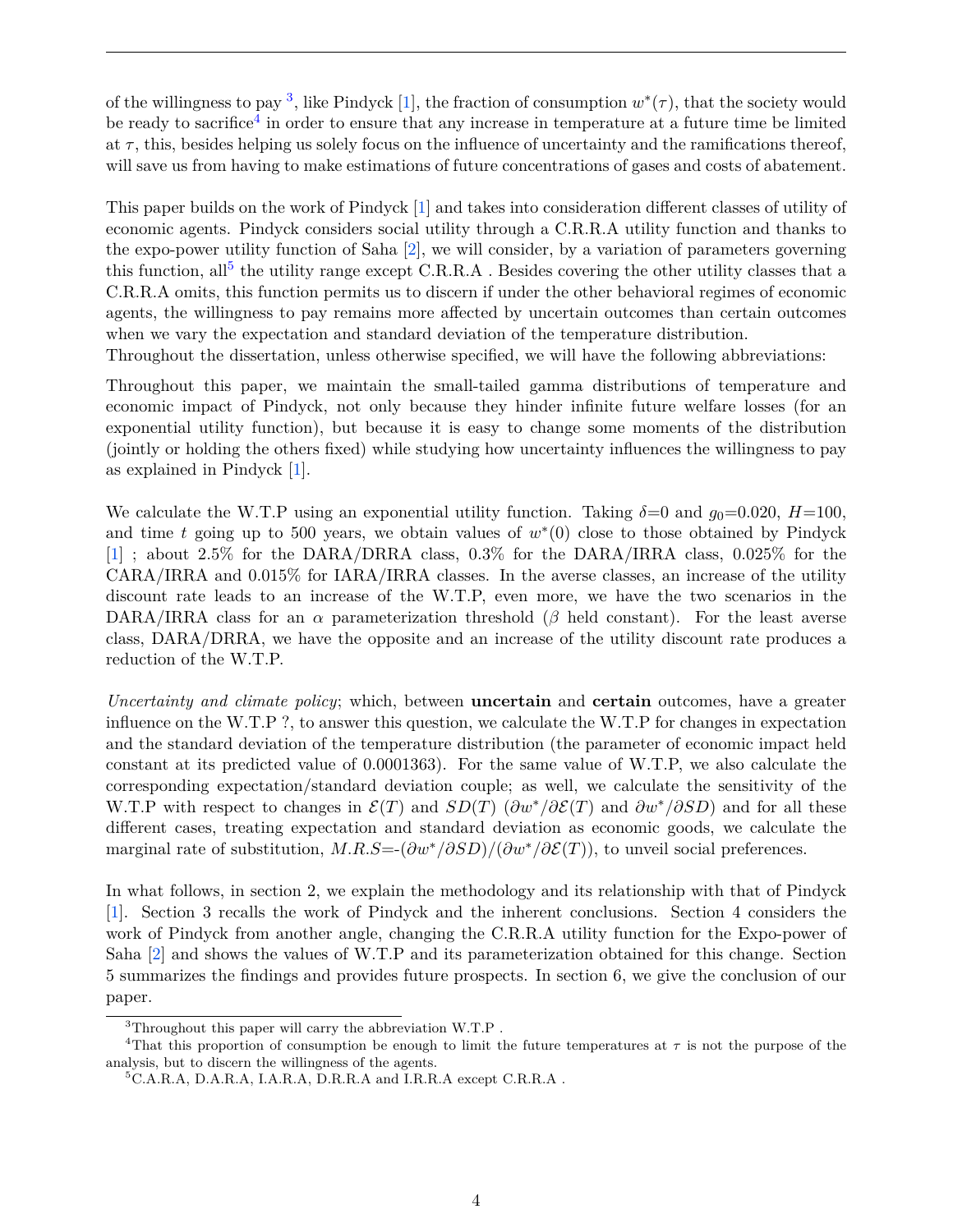of the willingness to pay [3], like Pindyck [1], the fraction of consumption $w^*(\tau)$, that the society would be ready to sacrifice[4] in order to ensure that any increase in temperature at a future time be limited at $\tau$, this, besides helping us solely focus on the influence of uncertainty and the ramifications thereof, will save us from having to make estimations of future concentrations of gases and costs of abatement.

This paper builds on the work of Pindyck [1] and takes into consideration different classes of utility of economic agents. Pindyck considers social utility through a C.R.R.A utility function and thanks to the expo-power utility function of Saha [2], we will consider, by a variation of parameters governing this function, all[5] the utility range except C.R.R.A . Besides covering the other utility classes that a C.R.R.A omits, this function permits us to discern if under the other behavioral regimes of economic agents, the willingness to pay remains more affected by uncertain outcomes than certain outcomes when we vary the expectation and standard deviation of the temperature distribution.
Throughout the dissertation, unless otherwise specified, we will have the following abbreviations:

Throughout this paper, we maintain the small-tailed gamma distributions of temperature and economic impact of Pindyck, not only because they hinder infinite future welfare losses (for an exponential utility function), but because it is easy to change some moments of the distribution (jointly or holding the others fixed) while studying how uncertainty influences the willingness to pay as explained in Pindyck [1].

We calculate the W.T.P using an exponential utility function. Taking $\delta$=0 and $g_0$=0.020, $H$=100, and time $t$ going up to 500 years, we obtain values of $w^*(0)$ close to those obtained by Pindyck [1] ; about 2.5% for the DARA/DRRA class, 0.3% for the DARA/IRRA class, 0.025% for the CARA/IRRA and 0.015% for IARA/IRRA classes. In the averse classes, an increase of the utility discount rate leads to an increase of the W.T.P, even more, we have the two scenarios in the DARA/IRRA class for an $\alpha$ parameterization threshold ($\beta$ held constant). For the least averse class, DARA/DRRA, we have the opposite and an increase of the utility discount rate produces a reduction of the W.T.P.

*Uncertainty and climate policy*; which, between **uncertain** and **certain** outcomes, have a greater influence on the W.T.P ?, to answer this question, we calculate the W.T.P for changes in expectation and the standard deviation of the temperature distribution (the parameter of economic impact held constant at its predicted value of 0.0001363). For the same value of W.T.P, we also calculate the corresponding expectation/standard deviation couple; as well, we calculate the sensitivity of the W.T.P with respect to changes in $\mathcal{E}(T)$ and $SD(T)$ ($\partial w^*/\partial \mathcal{E}(T)$ and $\partial w^*/\partial SD$) and for all these different cases, treating expectation and standard deviation as economic goods, we calculate the marginal rate of substitution, $M.R.S$=-$(\partial w^*/\partial SD)/(\partial w^*/\partial \mathcal{E}(T))$, to unveil social preferences.

In what follows, in section 2, we explain the methodology and its relationship with that of Pindyck [1]. Section 3 recalls the work of Pindyck and the inherent conclusions. Section 4 considers the work of Pindyck from another angle, changing the C.R.R.A utility function for the Expo-power of Saha [2] and shows the values of W.T.P and its parameterization obtained for this change. Section 5 summarizes the findings and provides future prospects. In section 6, we give the conclusion of our paper.

[3] Throughout this paper will carry the abbreviation W.T.P .

[4] That this proportion of consumption be enough to limit the future temperatures at $\tau$ is not the purpose of the analysis, but to discern the willingness of the agents.

[5] C.A.R.A, D.A.R.A, I.A.R.A, D.R.R.A and I.R.R.A except C.R.R.A .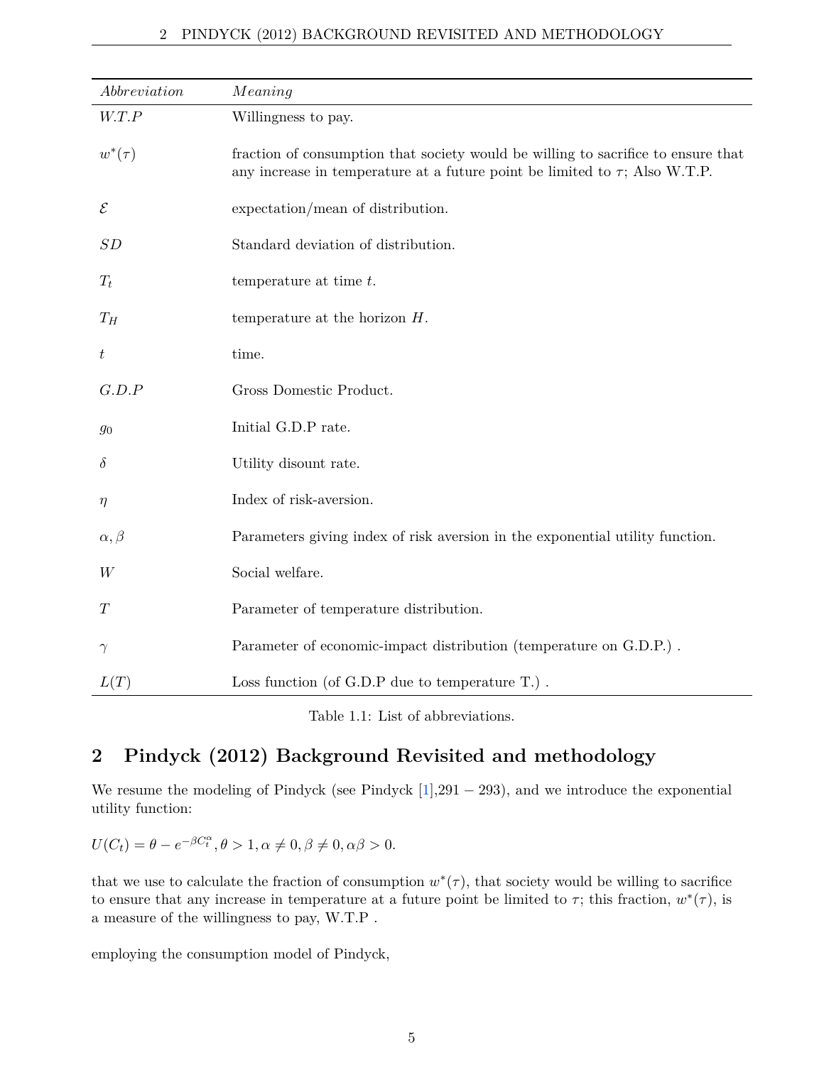| *Abbreviation* | *Meaning* |
| --- | --- |
| $W.T.P$ | Willingness to pay. |
| $w^*(\tau)$ | fraction of consumption that society would be willing to sacrifice to ensure that any increase in temperature at a future point be limited to $\tau$; Also W.T.P. |
| $\mathcal{E}$ | expectation/mean of distribution. |
| $SD$ | Standard deviation of distribution. |
| $T_t$ | temperature at time $t$. |
| $T_H$ | temperature at the horizon $H$. |
| $t$ | time. |
| $G.D.P$ | Gross Domestic Product. |
| $g_0$ | Initial G.D.P rate. |
| $\delta$ | Utility disount rate. |
| $\eta$ | Index of risk-aversion. |
| $\alpha, \beta$ | Parameters giving index of risk aversion in the exponential utility function. |
| $W$ | Social welfare. |
| $T$ | Parameter of temperature distribution. |
| $\gamma$ | Parameter of economic-impact distribution (temperature on G.D.P.) . |
| $L(T)$ | Loss function (of G.D.P due to temperature T.) . |

Table 1.1: List of abbreviations.

## 2 Pindyck (2012) Background Revisited and methodology

We resume the modeling of Pindyck (see Pindyck [1],291 − 293), and we introduce the exponential utility function:

$U(C_t) = \theta - e^{-\beta C_t^{\alpha}}, \theta > 1, \alpha \neq 0, \beta \neq 0, \alpha\beta > 0.$

that we use to calculate the fraction of consumption $w^*(\tau)$, that society would be willing to sacrifice to ensure that any increase in temperature at a future point be limited to $\tau$; this fraction, $w^*(\tau)$, is a measure of the willingness to pay, W.T.P .

employing the consumption model of Pindyck,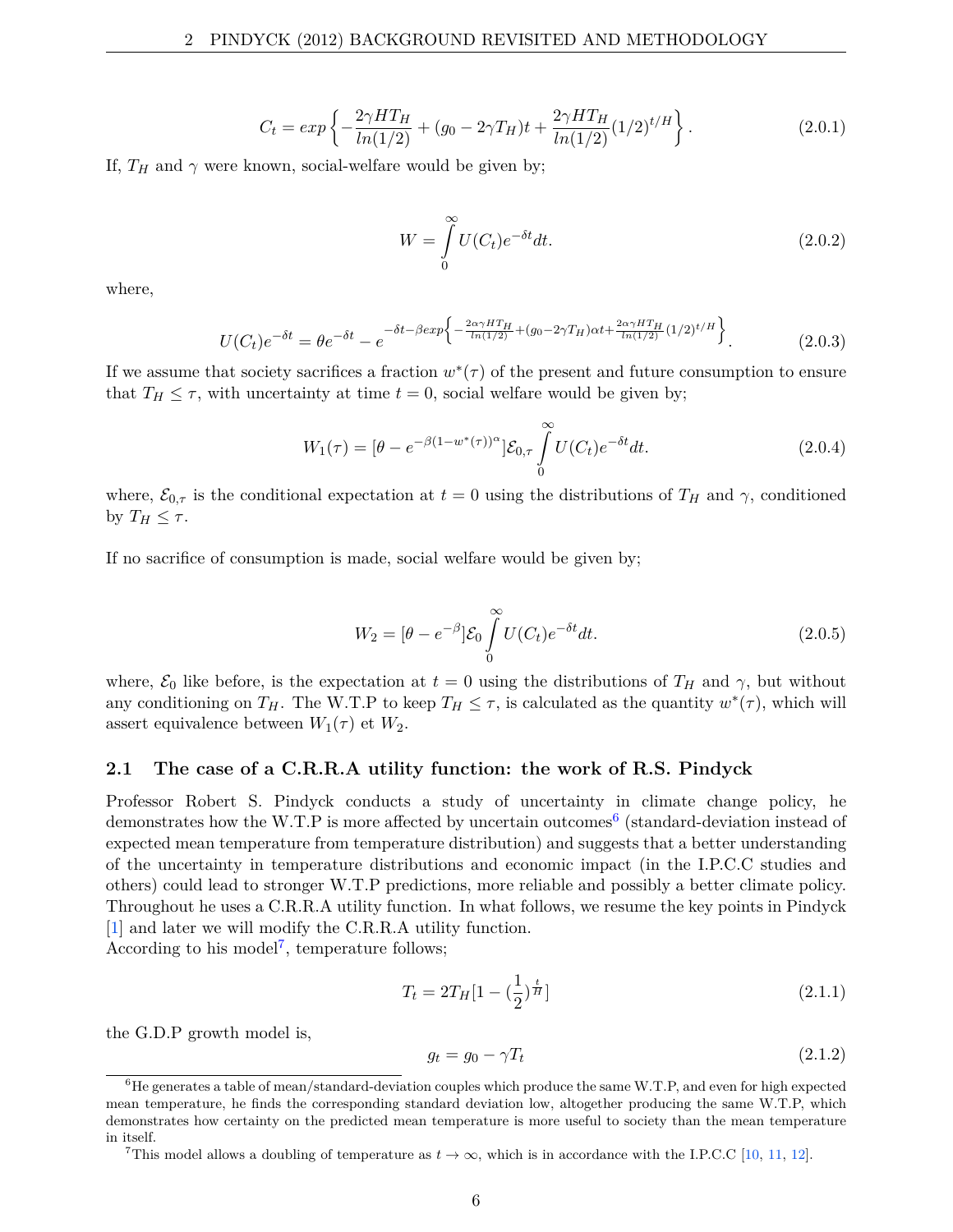$$C_t = exp\left\{-\frac{2\gamma H T_H}{ln(1/2)} + (g_0 - 2\gamma T_H)t + \frac{2\gamma H T_H}{ln(1/2)}(1/2)^{t/H}\right\}. \tag{2.0.1}$$

If, $T_H$ and $\gamma$ were known, social-welfare would be given by;

$$W = \int_0^\infty U(C_t)e^{-\delta t}dt. \tag{2.0.2}$$

where,

$$U(C_t)e^{-\delta t} = \theta e^{-\delta t} - e^{-\delta t - \beta exp\left\{-\frac{2\alpha\gamma H T_H}{ln(1/2)} + (g_0 - 2\gamma T_H)\alpha t + \frac{2\alpha\gamma H T_H}{ln(1/2)}(1/2)^{t/H}\right\}}. \tag{2.0.3}$$

If we assume that society sacrifices a fraction $w^*(\tau)$ of the present and future consumption to ensure that $T_H \leq \tau$, with uncertainty at time $t = 0$, social welfare would be given by;

$$W_1(\tau) = [\theta - e^{-\beta(1-w^*(\tau))^\alpha}]\mathcal{E}_{0,\tau}\int_0^\infty U(C_t)e^{-\delta t}dt. \tag{2.0.4}$$

where, $\mathcal{E}_{0,\tau}$ is the conditional expectation at $t = 0$ using the distributions of $T_H$ and $\gamma$, conditioned by $T_H \leq \tau$.

If no sacrifice of consumption is made, social welfare would be given by;

$$W_2 = [\theta - e^{-\beta}]\mathcal{E}_0\int_0^\infty U(C_t)e^{-\delta t}dt. \tag{2.0.5}$$

where, $\mathcal{E}_0$ like before, is the expectation at $t = 0$ using the distributions of $T_H$ and $\gamma$, but without any conditioning on $T_H$. The W.T.P to keep $T_H \leq \tau$, is calculated as the quantity $w^*(\tau)$, which will assert equivalence between $W_1(\tau)$ et $W_2$.

### 2.1 The case of a C.R.R.A utility function: the work of R.S. Pindyck

Professor Robert S. Pindyck conducts a study of uncertainty in climate change policy, he demonstrates how the W.T.P is more affected by uncertain outcomes[6] (standard-deviation instead of expected mean temperature from temperature distribution) and suggests that a better understanding of the uncertainty in temperature distributions and economic impact (in the I.P.C.C studies and others) could lead to stronger W.T.P predictions, more reliable and possibly a better climate policy. Throughout he uses a C.R.R.A utility function. In what follows, we resume the key points in Pindyck [1] and later we will modify the C.R.R.A utility function.
According to his model[7], temperature follows;

$$T_t = 2T_H[1 - (\frac{1}{2})^{\frac{t}{H}}] \tag{2.1.1}$$

the G.D.P growth model is,

$$g_t = g_0 - \gamma T_t \tag{2.1.2}$$

[6] He generates a table of mean/standard-deviation couples which produce the same W.T.P, and even for high expected mean temperature, he finds the corresponding standard deviation low, altogether producing the same W.T.P, which demonstrates how certainty on the predicted mean temperature is more useful to society than the mean temperature in itself.

[7] This model allows a doubling of temperature as $t \to \infty$, which is in accordance with the I.P.C.C [10, 11, 12].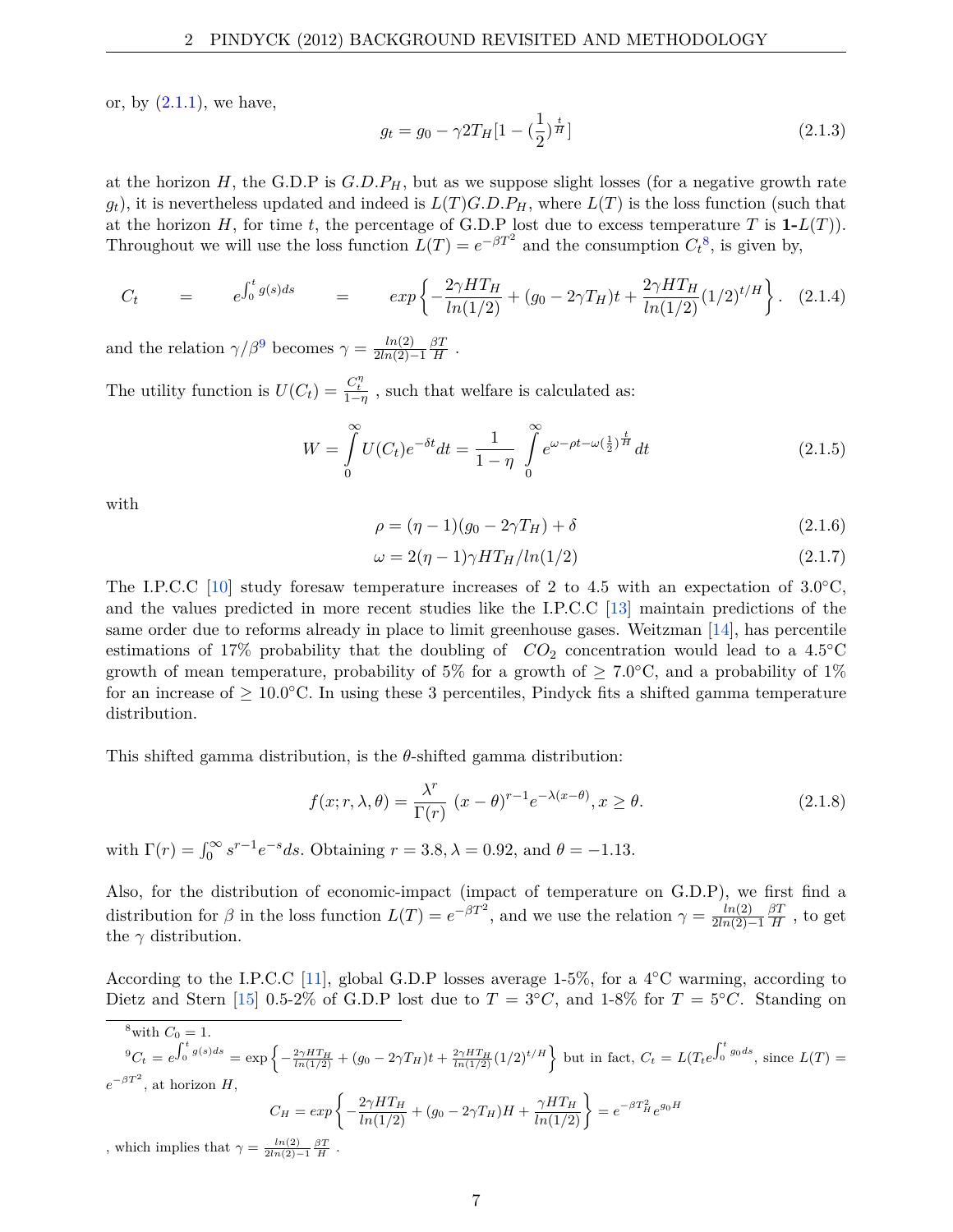or, by (2.1.1), we have,

$$g_t = g_0 - \gamma 2 T_H [1 - (\frac{1}{2})^{\frac{t}{H}}] \tag{2.1.3}$$

at the horizon $H$, the G.D.P is $G.D.P_H$, but as we suppose slight losses (for a negative growth rate $g_t$), it is nevertheless updated and indeed is $L(T)G.D.P_H$, where $L(T)$ is the loss function (such that at the horizon $H$, for time $t$, the percentage of G.D.P lost due to excess temperature $T$ is **1-**$L(T)$). Throughout we will use the loss function $L(T) = e^{-\beta T^2}$ and the consumption $C_t$[8], is given by,

$$C_t \quad = \quad e^{\int_0^t g(s)ds} \quad = \quad exp\left\{ -\frac{2\gamma H T_H}{ln(1/2)} + (g_0 - 2\gamma T_H)t + \frac{2\gamma H T_H}{ln(1/2)}(1/2)^{t/H} \right\}. \tag{2.1.4}$$

and the relation $\gamma/\beta$[9] becomes $\gamma = \frac{ln(2)}{2ln(2)-1}\frac{\beta T}{H}$ .

The utility function is $U(C_t) = \frac{C_t^\eta}{1-\eta}$ , such that welfare is calculated as:

$$W = \int_0^\infty U(C_t)e^{-\delta t}dt = \frac{1}{1-\eta} \int_0^\infty e^{\omega - \rho t - \omega(\frac{1}{2})^{\frac{t}{H}}}dt \tag{2.1.5}$$

with

$$\rho = (\eta - 1)(g_0 - 2\gamma T_H) + \delta \tag{2.1.6}$$

$$\omega = 2(\eta - 1)\gamma H T_H / ln(1/2) \tag{2.1.7}$$

The I.P.C.C [10] study foresaw temperature increases of 2 to 4.5 with an expectation of 3.0°C, and the values predicted in more recent studies like the I.P.C.C [13] maintain predictions of the same order due to reforms already in place to limit greenhouse gases. Weitzman [14], has percentile estimations of 17% probability that the doubling of $CO_2$ concentration would lead to a 4.5°C growth of mean temperature, probability of 5% for a growth of $\geq 7.0$°C, and a probability of 1% for an increase of $\geq 10.0$°C. In using these 3 percentiles, Pindyck fits a shifted gamma temperature distribution.

This shifted gamma distribution, is the $\theta$-shifted gamma distribution:

$$f(x; r, \lambda, \theta) = \frac{\lambda^r}{\Gamma(r)} (x - \theta)^{r-1} e^{-\lambda(x-\theta)}, x \geq \theta. \tag{2.1.8}$$

with $\Gamma(r) = \int_0^\infty s^{r-1}e^{-s}ds$. Obtaining $r = 3.8, \lambda = 0.92$, and $\theta = -1.13$.

Also, for the distribution of economic-impact (impact of temperature on G.D.P), we first find a distribution for $\beta$ in the loss function $L(T) = e^{-\beta T^2}$, and we use the relation $\gamma = \frac{ln(2)}{2ln(2)-1}\frac{\beta T}{H}$ , to get the $\gamma$ distribution.

According to the I.P.C.C [11], global G.D.P losses average 1-5%, for a 4°C warming, according to Dietz and Stern [15] 0.5-2% of G.D.P lost due to $T = 3°C$, and 1-8% for $T = 5°C$. Standing on

[8] with $C_0 = 1$.

[9] $C_t = e^{\int_0^t g(s)ds} = \exp\left\{ -\frac{2\gamma H T_H}{ln(1/2)} + (g_0 - 2\gamma T_H)t + \frac{2\gamma H T_H}{ln(1/2)}(1/2)^{t/H} \right\}$ but in fact, $C_t = L(T_t e^{\int_0^t g_0 ds}$, since $L(T) = e^{-\beta T^2}$, at horizon $H$,

$$C_H = exp\left\{ -\frac{2\gamma H T_H}{ln(1/2)} + (g_0 - 2\gamma T_H)H + \frac{\gamma H T_H}{ln(1/2)} \right\} = e^{-\beta T_H^2} e^{g_0 H}$$

, which implies that $\gamma = \frac{ln(2)}{2ln(2)-1}\frac{\beta T}{H}$ .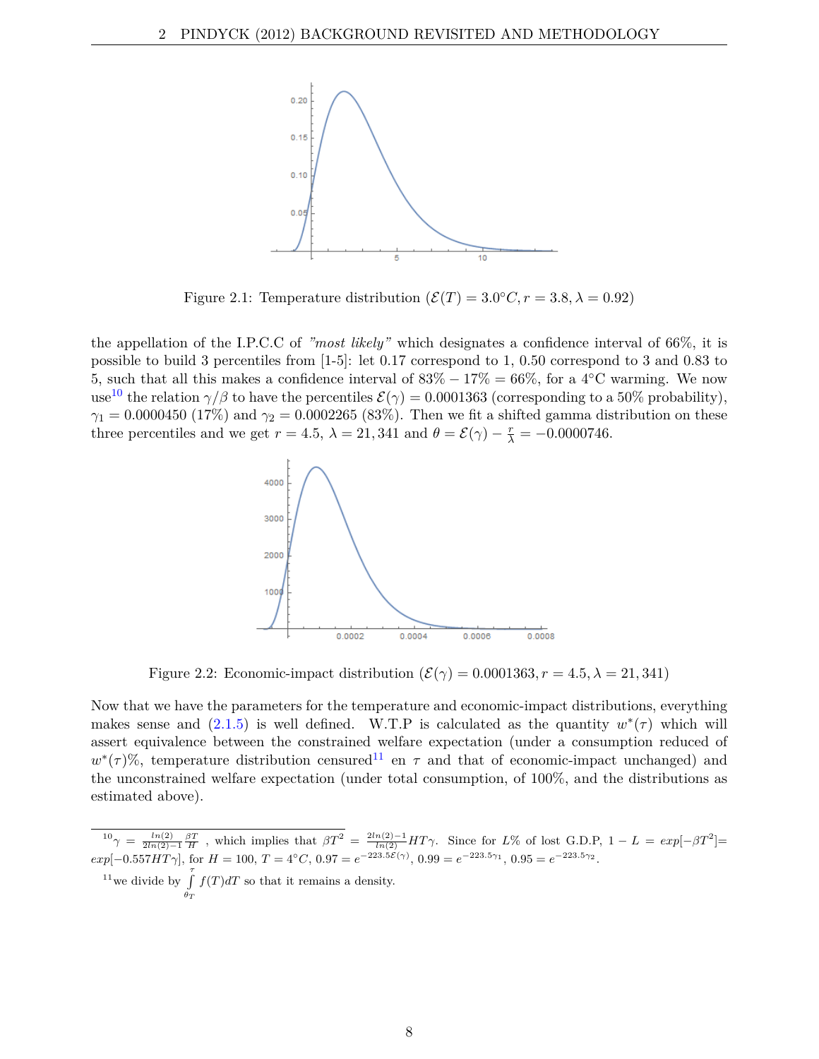Figure 2.1: Temperature distribution ($\mathcal{E}(T) = 3.0°C, r = 3.8, \lambda = 0.92$)

the appellation of the I.P.C.C of *"most likely"* which designates a confidence interval of 66%, it is possible to build 3 percentiles from [1-5]: let 0.17 correspond to 1, 0.50 correspond to 3 and 0.83 to 5, such that all this makes a confidence interval of $83\% - 17\% = 66\%$, for a 4°C warming. We now use[10] the relation $\gamma/\beta$ to have the percentiles $\mathcal{E}(\gamma) = 0.0001363$ (corresponding to a 50% probability), $\gamma_1 = 0.0000450$ (17%) and $\gamma_2 = 0.0002265$ (83%). Then we fit a shifted gamma distribution on these three percentiles and we get $r = 4.5$, $\lambda = 21,341$ and $\theta = \mathcal{E}(\gamma) - \frac{r}{\lambda} = -0.0000746$.

Figure 2.2: Economic-impact distribution ($\mathcal{E}(\gamma) = 0.0001363, r = 4.5, \lambda = 21,341$)

Now that we have the parameters for the temperature and economic-impact distributions, everything makes sense and (2.1.5) is well defined. W.T.P is calculated as the quantity $w^*(\tau)$ which will assert equivalence between the constrained welfare expectation (under a consumption reduced of $w^*(\tau)$%, temperature distribution censured[11] en $\tau$ and that of economic-impact unchanged) and the unconstrained welfare expectation (under total consumption, of 100%, and the distributions as estimated above).

---

[10] $\gamma = \frac{ln(2)}{2ln(2)-1}\frac{\beta T}{H}$ , which implies that $\beta T^2 = \frac{2ln(2)-1}{ln(2)} HT\gamma$. Since for $L$% of lost G.D.P, $1 - L = exp[-\beta T^2] = exp[-0.557HT\gamma]$, for $H = 100$, $T = 4°C$, $0.97 = e^{-223.5\mathcal{E}(\gamma)}$, $0.99 = e^{-223.5\gamma_1}$, $0.95 = e^{-223.5\gamma_2}$.

[11] we divide by $\int_{\theta_T}^{\tau} f(T)dT$ so that it remains a density.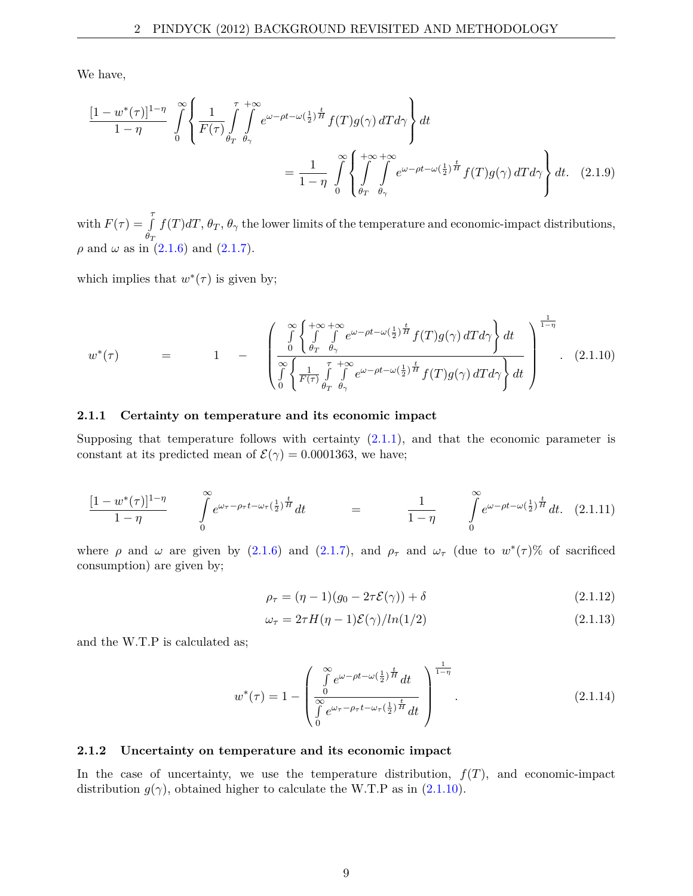We have,

$$\frac{[1-w^*(\tau)]^{1-\eta}}{1-\eta} \int_0^{\infty} \left\{ \frac{1}{F(\tau)} \int_{\theta_T}^{\tau} \int_{\theta_\gamma}^{+\infty} e^{\omega - \rho t - \omega (\frac{1}{2})^{\frac{t}{H}}} f(T) g(\gamma)\, dT d\gamma \right\} dt$$
$$= \frac{1}{1-\eta} \int_0^{\infty} \left\{ \int_{\theta_T}^{+\infty} \int_{\theta_\gamma}^{+\infty} e^{\omega - \rho t - \omega (\frac{1}{2})^{\frac{t}{H}}} f(T) g(\gamma)\, dT d\gamma \right\} dt. \quad (2.1.9)$$

with $F(\tau) = \int_{\theta_T}^{\tau} f(T) dT$, $\theta_T$, $\theta_\gamma$ the lower limits of the temperature and economic-impact distributions, $\rho$ and $\omega$ as in (2.1.6) and (2.1.7).

which implies that $w^*(\tau)$ is given by;

$$w^*(\tau) = 1 - \left( \frac{\int_0^{\infty} \left\{ \int_{\theta_T}^{+\infty} \int_{\theta_\gamma}^{+\infty} e^{\omega - \rho t - \omega (\frac{1}{2})^{\frac{t}{H}}} f(T) g(\gamma)\, dT d\gamma \right\} dt}{\int_0^{\infty} \left\{ \frac{1}{F(\tau)} \int_{\theta_T}^{\tau} \int_{\theta_\gamma}^{+\infty} e^{\omega - \rho t - \omega (\frac{1}{2})^{\frac{t}{H}}} f(T) g(\gamma)\, dT d\gamma \right\} dt} \right)^{\frac{1}{1-\eta}}. \quad (2.1.10)$$

### 2.1.1 Certainty on temperature and its economic impact

Supposing that temperature follows with certainty (2.1.1), and that the economic parameter is constant at its predicted mean of $\mathcal{E}(\gamma) = 0.0001363$, we have;

$$\frac{[1-w^*(\tau)]^{1-\eta}}{1-\eta} \int_0^{\infty} e^{\omega_\tau - \rho_\tau t - \omega_\tau (\frac{1}{2})^{\frac{t}{H}}} dt = \frac{1}{1-\eta} \int_0^{\infty} e^{\omega - \rho t - \omega (\frac{1}{2})^{\frac{t}{H}}} dt. \quad (2.1.11)$$

where $\rho$ and $\omega$ are given by (2.1.6) and (2.1.7), and $\rho_\tau$ and $\omega_\tau$ (due to $w^*(\tau)$% of sacrificed consumption) are given by;

$$\rho_\tau = (\eta - 1)(g_0 - 2\tau \mathcal{E}(\gamma)) + \delta \quad (2.1.12)$$

$$\omega_\tau = 2\tau H(\eta - 1)\mathcal{E}(\gamma)/ln(1/2) \quad (2.1.13)$$

and the W.T.P is calculated as;

$$w^*(\tau) = 1 - \left( \frac{\int_0^{\infty} e^{\omega - \rho t - \omega (\frac{1}{2})^{\frac{t}{H}}} dt}{\int_0^{\infty} e^{\omega_\tau - \rho_\tau t - \omega_\tau (\frac{1}{2})^{\frac{t}{H}}} dt} \right)^{\frac{1}{1-\eta}}. \quad (2.1.14)$$

### 2.1.2 Uncertainty on temperature and its economic impact

In the case of uncertainty, we use the temperature distribution, $f(T)$, and economic-impact distribution $g(\gamma)$, obtained higher to calculate the W.T.P as in (2.1.10).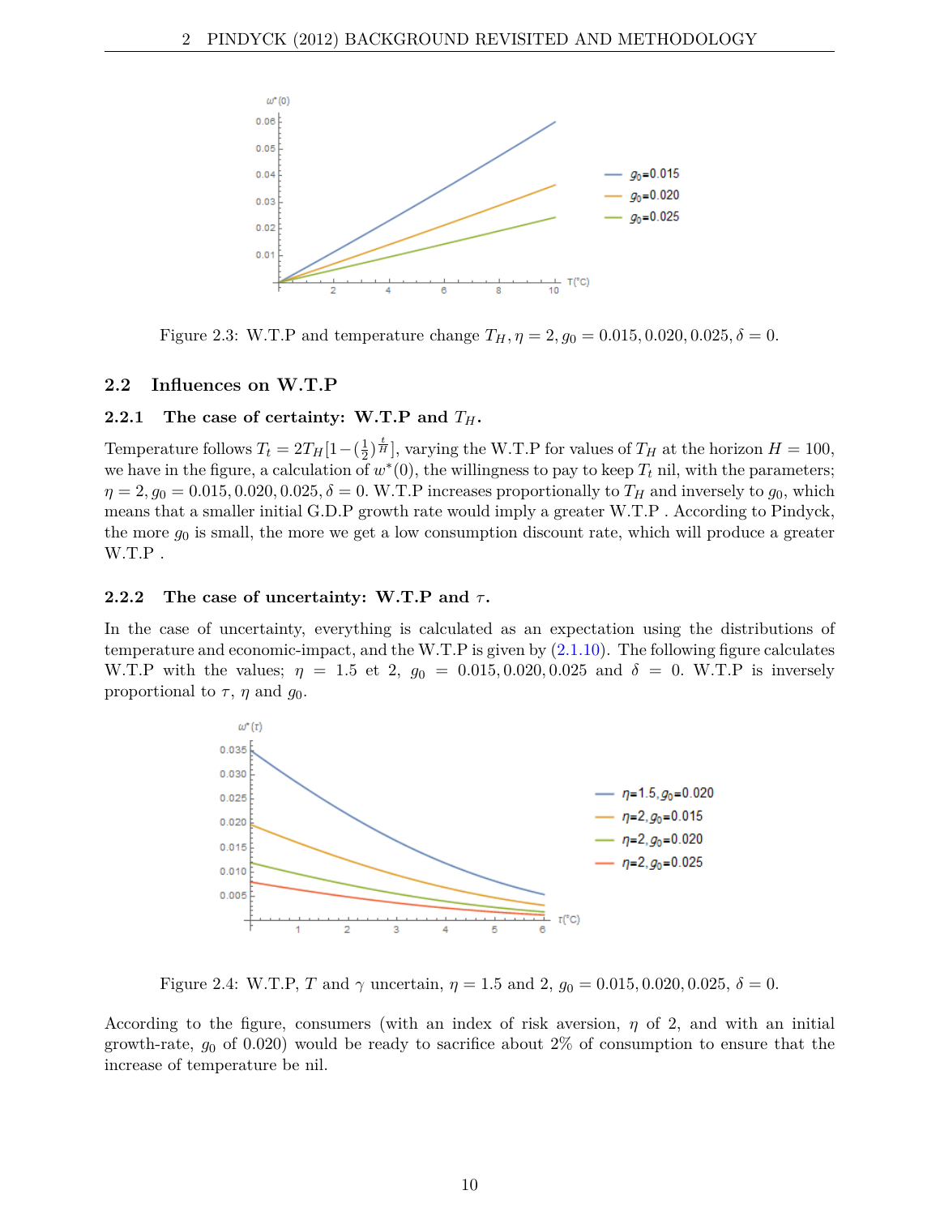Figure 2.3: W.T.P and temperature change $T_H, \eta = 2, g_0 = 0.015, 0.020, 0.025, \delta = 0$.

## 2.2 Influences on W.T.P

### 2.2.1 The case of certainty: W.T.P and $T_H$.

Temperature follows $T_t = 2T_H[1-(\frac{1}{2})^{\frac{t}{H}}]$, varying the W.T.P for values of $T_H$ at the horizon $H = 100$, we have in the figure, a calculation of $w^*(0)$, the willingness to pay to keep $T_t$ nil, with the parameters; $\eta = 2, g_0 = 0.015, 0.020, 0.025, \delta = 0$. W.T.P increases proportionally to $T_H$ and inversely to $g_0$, which means that a smaller initial G.D.P growth rate would imply a greater W.T.P . According to Pindyck, the more $g_0$ is small, the more we get a low consumption discount rate, which will produce a greater W.T.P .

### 2.2.2 The case of uncertainty: W.T.P and $\tau$.

In the case of uncertainty, everything is calculated as an expectation using the distributions of temperature and economic-impact, and the W.T.P is given by (2.1.10). The following figure calculates W.T.P with the values; $\eta = 1.5$ et $2$, $g_0 = 0.015, 0.020, 0.025$ and $\delta = 0$. W.T.P is inversely proportional to $\tau$, $\eta$ and $g_0$.

Figure 2.4: W.T.P, $T$ and $\gamma$ uncertain, $\eta = 1.5$ and $2$, $g_0 = 0.015, 0.020, 0.025$, $\delta = 0$.

According to the figure, consumers (with an index of risk aversion, $\eta$ of 2, and with an initial growth-rate, $g_0$ of 0.020) would be ready to sacrifice about 2% of consumption to ensure that the increase of temperature be nil.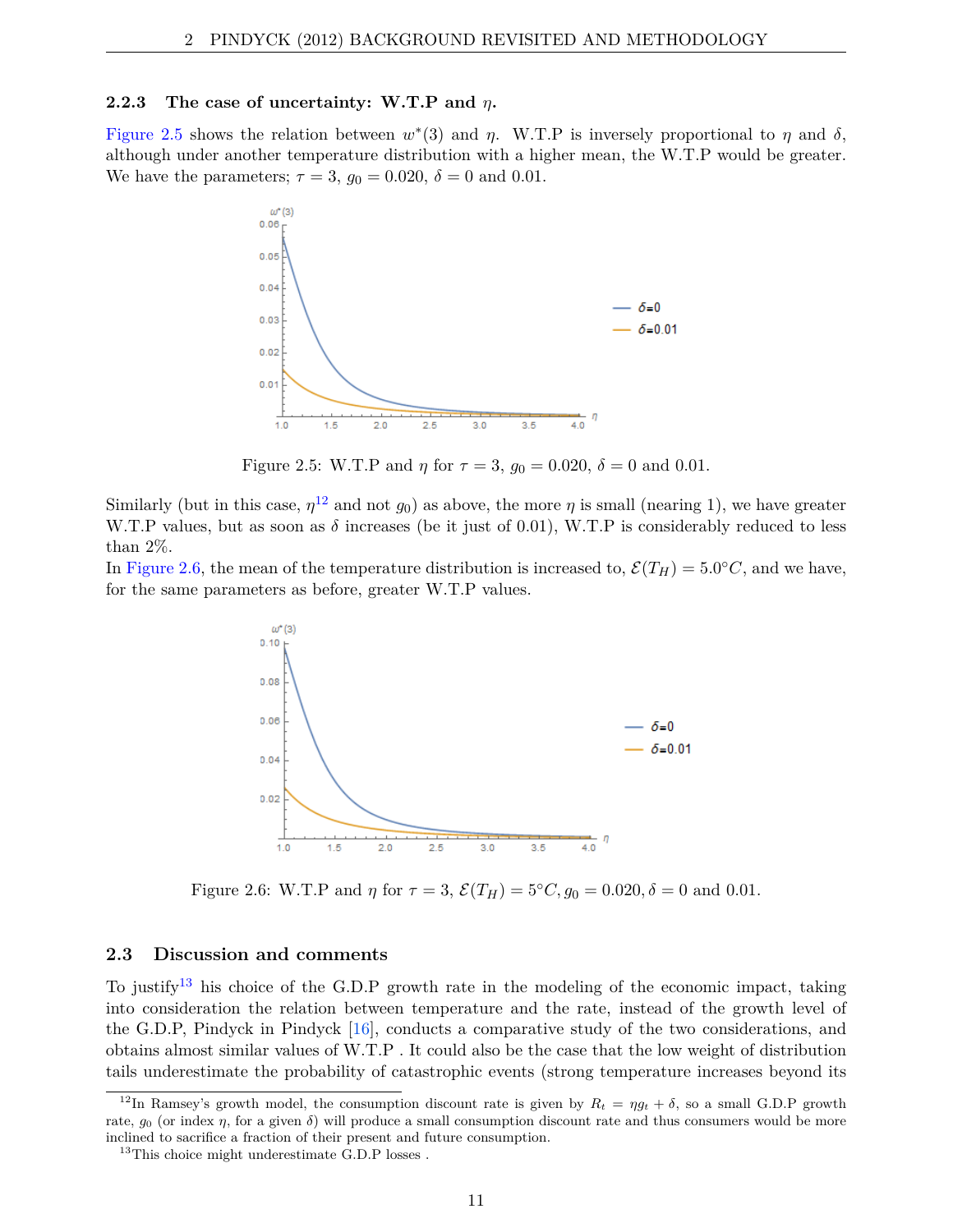### 2.2.3 The case of uncertainty: W.T.P and $\eta$.

Figure 2.5 shows the relation between $w^*(3)$ and $\eta$. W.T.P is inversely proportional to $\eta$ and $\delta$, although under another temperature distribution with a higher mean, the W.T.P would be greater. We have the parameters; $\tau = 3$, $g_0 = 0.020$, $\delta = 0$ and 0.01.

Figure 2.5: W.T.P and $\eta$ for $\tau = 3$, $g_0 = 0.020$, $\delta = 0$ and 0.01.

Similarly (but in this case, $\eta$[12] and not $g_0$) as above, the more $\eta$ is small (nearing 1), we have greater W.T.P values, but as soon as $\delta$ increases (be it just of 0.01), W.T.P is considerably reduced to less than 2%.

In Figure 2.6, the mean of the temperature distribution is increased to, $\mathcal{E}(T_H) = 5.0°C$, and we have, for the same parameters as before, greater W.T.P values.

Figure 2.6: W.T.P and $\eta$ for $\tau = 3$, $\mathcal{E}(T_H) = 5°C, g_0 = 0.020, \delta = 0$ and 0.01.

## 2.3 Discussion and comments

To justify[13] his choice of the G.D.P growth rate in the modeling of the economic impact, taking into consideration the relation between temperature and the rate, instead of the growth level of the G.D.P, Pindyck in Pindyck [16], conducts a comparative study of the two considerations, and obtains almost similar values of W.T.P . It could also be the case that the low weight of distribution tails underestimate the probability of catastrophic events (strong temperature increases beyond its

[12] In Ramsey's growth model, the consumption discount rate is given by $R_t = \eta g_t + \delta$, so a small G.D.P growth rate, $g_0$ (or index $\eta$, for a given $\delta$) will produce a small consumption discount rate and thus consumers would be more inclined to sacrifice a fraction of their present and future consumption.

[13] This choice might underestimate G.D.P losses .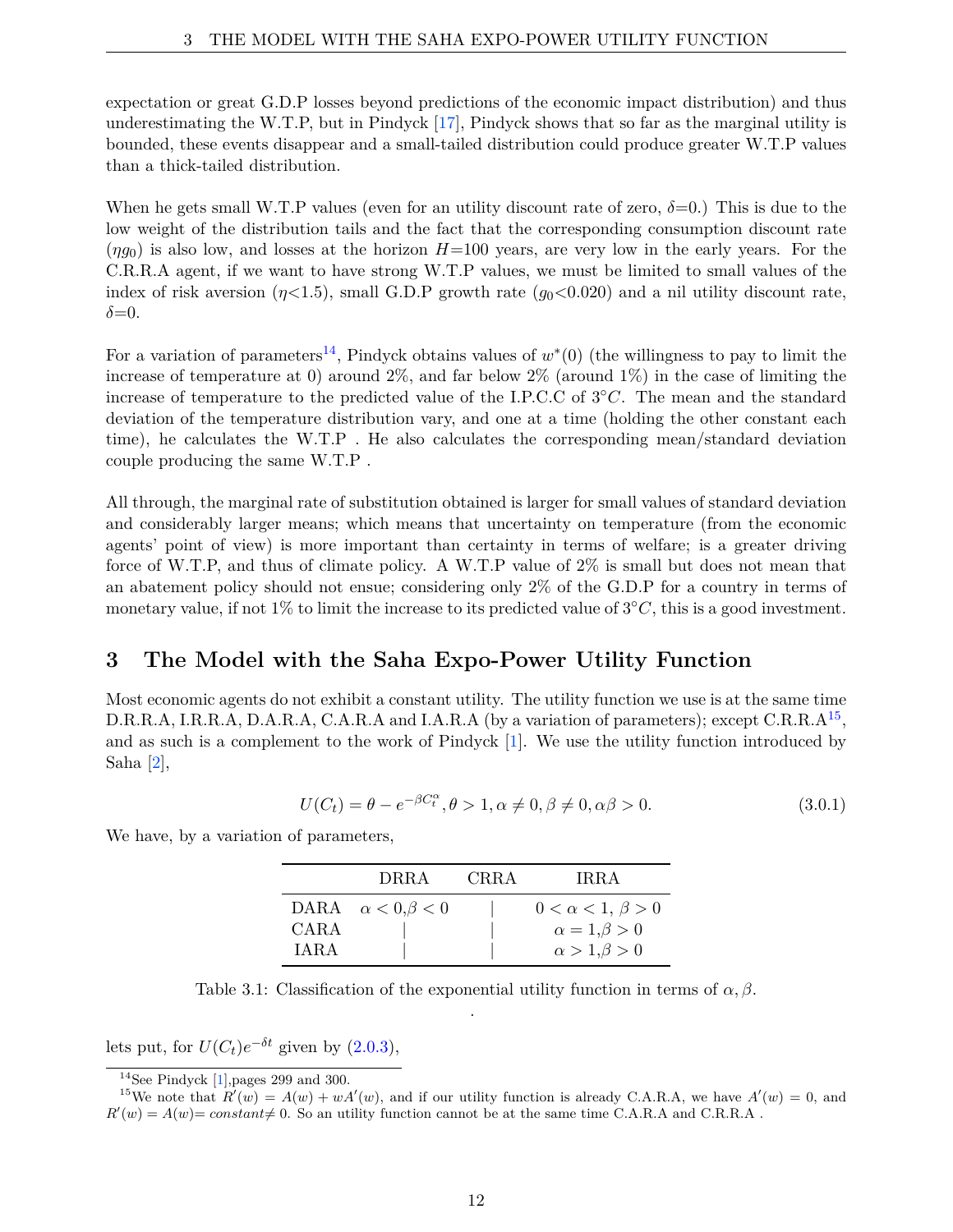expectation or great G.D.P losses beyond predictions of the economic impact distribution) and thus underestimating the W.T.P, but in Pindyck [17], Pindyck shows that so far as the marginal utility is bounded, these events disappear and a small-tailed distribution could produce greater W.T.P values than a thick-tailed distribution.

When he gets small W.T.P values (even for an utility discount rate of zero, $\delta$=0.) This is due to the low weight of the distribution tails and the fact that the corresponding consumption discount rate ($\eta g_0$) is also low, and losses at the horizon $H$=100 years, are very low in the early years. For the C.R.R.A agent, if we want to have strong W.T.P values, we must be limited to small values of the index of risk aversion ($\eta$<1.5), small G.D.P growth rate ($g_0$<0.020) and a nil utility discount rate, $\delta$=0.

For a variation of parameters[14], Pindyck obtains values of $w^*(0)$ (the willingness to pay to limit the increase of temperature at 0) around 2%, and far below 2% (around 1%) in the case of limiting the increase of temperature to the predicted value of the I.P.C.C of $3°C$. The mean and the standard deviation of the temperature distribution vary, and one at a time (holding the other constant each time), he calculates the W.T.P . He also calculates the corresponding mean/standard deviation couple producing the same W.T.P .

All through, the marginal rate of substitution obtained is larger for small values of standard deviation and considerably larger means; which means that uncertainty on temperature (from the economic agents' point of view) is more important than certainty in terms of welfare; is a greater driving force of W.T.P, and thus of climate policy. A W.T.P value of 2% is small but does not mean that an abatement policy should not ensue; considering only 2% of the G.D.P for a country in terms of monetary value, if not 1% to limit the increase to its predicted value of $3°C$, this is a good investment.

## 3 The Model with the Saha Expo-Power Utility Function

Most economic agents do not exhibit a constant utility. The utility function we use is at the same time D.R.R.A, I.R.R.A, D.A.R.A, C.A.R.A and I.A.R.A (by a variation of parameters); except C.R.R.A[15], and as such is a complement to the work of Pindyck [1]. We use the utility function introduced by Saha [2],

$$U(C_t) = \theta - e^{-\beta C_t^{\alpha}}, \theta > 1, \alpha \neq 0, \beta \neq 0, \alpha\beta > 0. \tag{3.0.1}$$

We have, by a variation of parameters,

| | DRRA | CRRA | IRRA |
|---|---|---|---|
| DARA | $\alpha < 0, \beta < 0$ | \| | $0 < \alpha < 1,\ \beta > 0$ |
| CARA | \| | \| | $\alpha = 1, \beta > 0$ |
| IARA | \| | \| | $\alpha > 1, \beta > 0$ |

Table 3.1: Classification of the exponential utility function in terms of $\alpha, \beta$.

lets put, for $U(C_t)e^{-\delta t}$ given by (2.0.3),

[14] See Pindyck [1], pages 299 and 300.

[15] We note that $R'(w) = A(w) + wA'(w)$, and if our utility function is already C.A.R.A, we have $A'(w) = 0$, and $R'(w) = A(w) = constant \neq 0$. So an utility function cannot be at the same time C.A.R.A and C.R.R.A .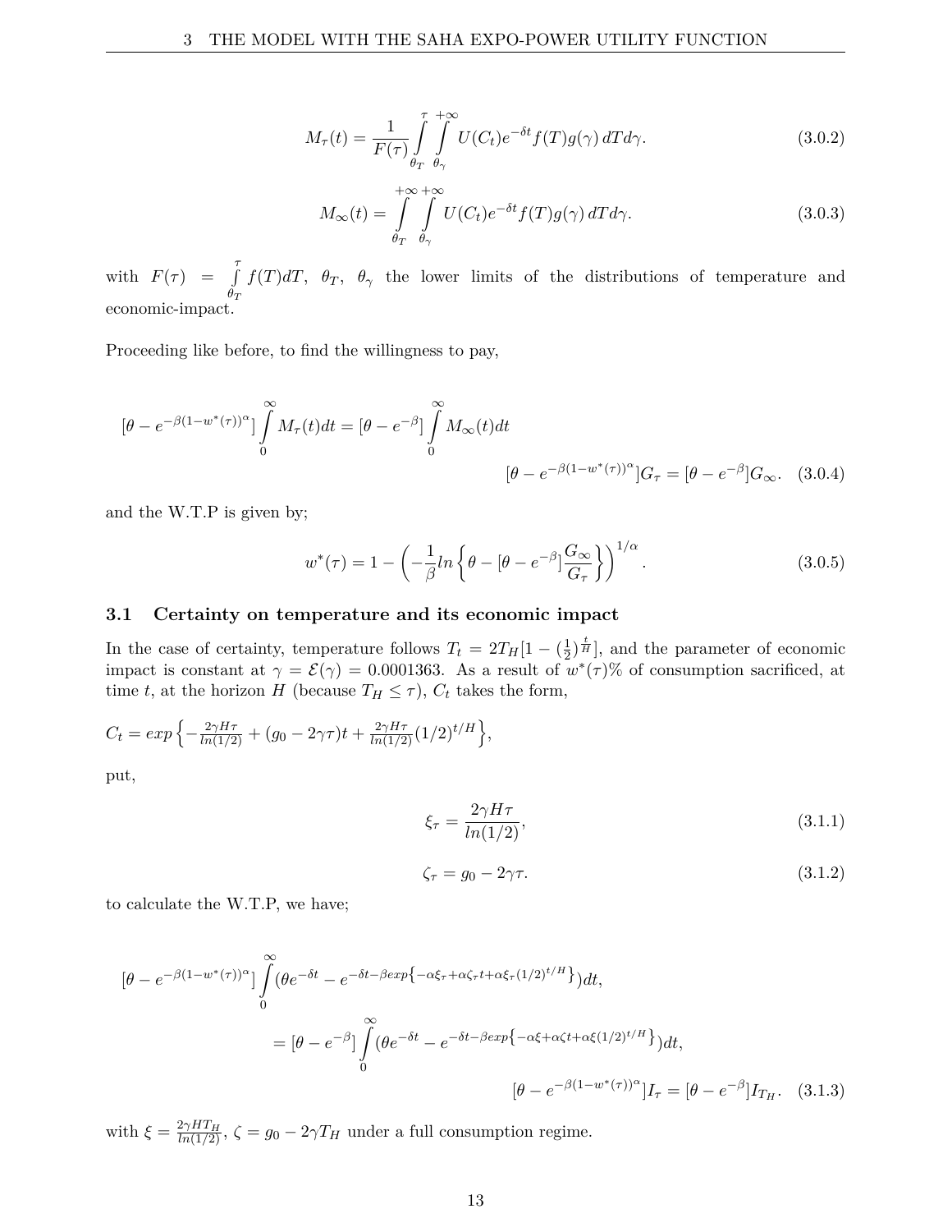$$M_\tau(t) = \frac{1}{F(\tau)} \int_{\theta_T}^{\tau} \int_{\theta_\gamma}^{+\infty} U(C_t) e^{-\delta t} f(T) g(\gamma)\, dT d\gamma. \tag{3.0.2}$$

$$M_\infty(t) = \int_{\theta_T}^{+\infty} \int_{\theta_\gamma}^{+\infty} U(C_t) e^{-\delta t} f(T) g(\gamma)\, dT d\gamma. \tag{3.0.3}$$

with $F(\tau) = \int_{\theta_T}^{\tau} f(T) dT$, $\theta_T$, $\theta_\gamma$ the lower limits of the distributions of temperature and economic-impact.

Proceeding like before, to find the willingness to pay,

$$[\theta - e^{-\beta(1-w^*(\tau))^\alpha}] \int_0^\infty M_\tau(t) dt = [\theta - e^{-\beta}] \int_0^\infty M_\infty(t) dt$$

$$[\theta - e^{-\beta(1-w^*(\tau))^\alpha}] G_\tau = [\theta - e^{-\beta}] G_\infty. \tag{3.0.4}$$

and the W.T.P is given by;

$$w^*(\tau) = 1 - \left( -\frac{1}{\beta} ln \left\{ \theta - [\theta - e^{-\beta}] \frac{G_\infty}{G_\tau} \right\} \right)^{1/\alpha}. \tag{3.0.5}$$

## 3.1 Certainty on temperature and its economic impact

In the case of certainty, temperature follows $T_t = 2T_H[1 - (\frac{1}{2})^{\frac{t}{H}}]$, and the parameter of economic impact is constant at $\gamma = \mathcal{E}(\gamma) = 0.0001363$. As a result of $w^*(\tau)$% of consumption sacrificed, at time $t$, at the horizon $H$ (because $T_H \leq \tau$), $C_t$ takes the form,

$C_t = exp\left\{ -\frac{2\gamma H \tau}{ln(1/2)} + (g_0 - 2\gamma\tau)t + \frac{2\gamma H \tau}{ln(1/2)} (1/2)^{t/H} \right\}$,

put,

$$\xi_\tau = \frac{2\gamma H \tau}{ln(1/2)}, \tag{3.1.1}$$

$$\zeta_\tau = g_0 - 2\gamma\tau. \tag{3.1.2}$$

to calculate the W.T.P, we have;

$$[\theta - e^{-\beta(1-w^*(\tau))^\alpha}] \int_0^\infty (\theta e^{-\delta t} - e^{-\delta t - \beta exp\left\{ -\alpha\xi_\tau + \alpha\zeta_\tau t + \alpha\xi_\tau (1/2)^{t/H} \right\}}) dt,$$

$$= [\theta - e^{-\beta}] \int_0^\infty (\theta e^{-\delta t} - e^{-\delta t - \beta exp\left\{ -\alpha\xi + \alpha\zeta t + \alpha\xi (1/2)^{t/H} \right\}}) dt,$$

$$[\theta - e^{-\beta(1-w^*(\tau))^\alpha}] I_\tau = [\theta - e^{-\beta}] I_{T_H}. \tag{3.1.3}$$

with $\xi = \frac{2\gamma H T_H}{ln(1/2)}$, $\zeta = g_0 - 2\gamma T_H$ under a full consumption regime.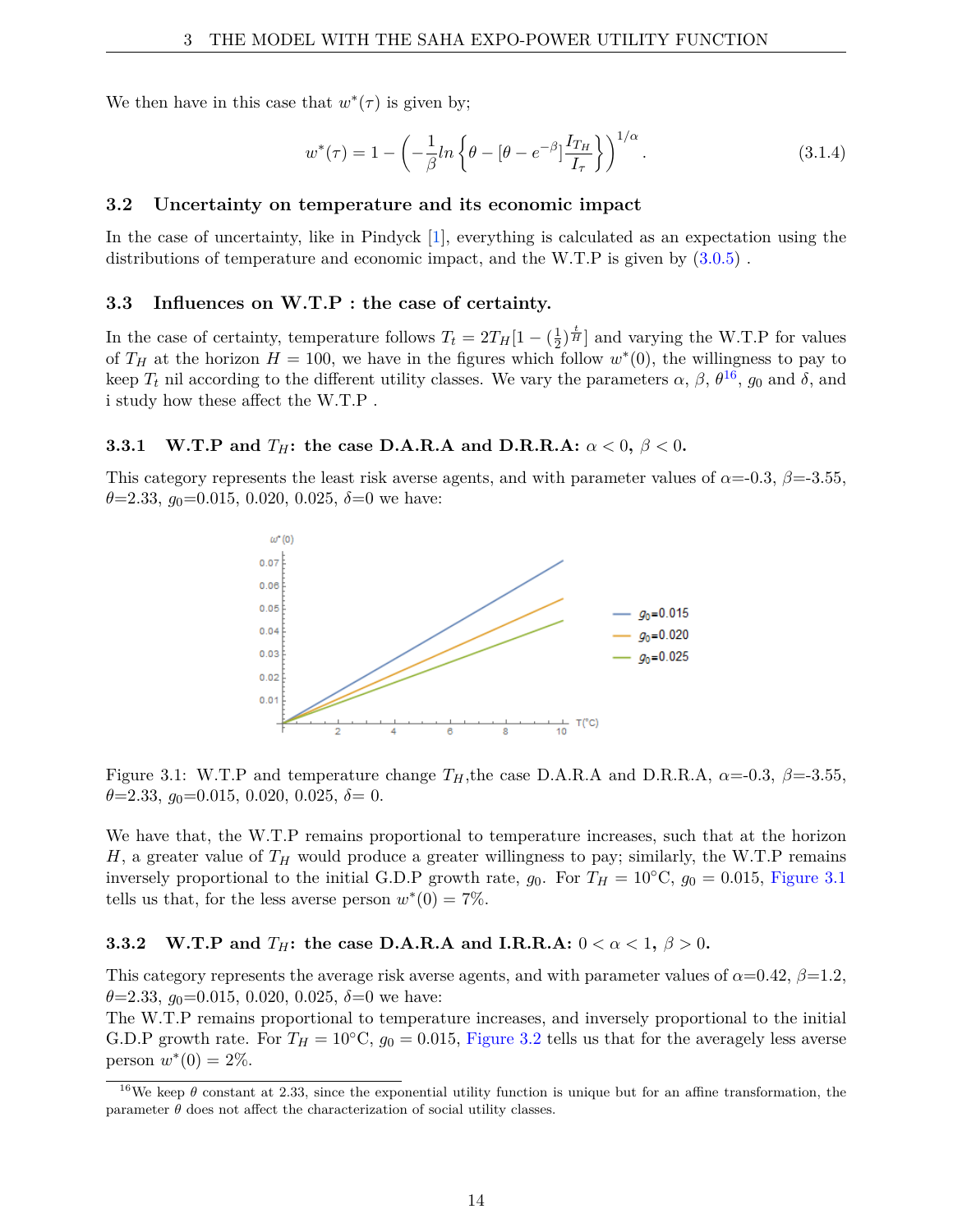We then have in this case that $w^*(\tau)$ is given by;

$$w^*(\tau) = 1 - \left( -\frac{1}{\beta} ln \left\{ \theta - [\theta - e^{-\beta}] \frac{I_{T_H}}{I_\tau} \right\} \right)^{1/\alpha}. \tag{3.1.4}$$

## 3.2 Uncertainty on temperature and its economic impact

In the case of uncertainty, like in Pindyck [1], everything is calculated as an expectation using the distributions of temperature and economic impact, and the W.T.P is given by (3.0.5) .

## 3.3 Influences on W.T.P : the case of certainty.

In the case of certainty, temperature follows $T_t = 2T_H[1 - (\frac{1}{2})^{\frac{t}{H}}]$ and varying the W.T.P for values of $T_H$ at the horizon $H = 100$, we have in the figures which follow $w^*(0)$, the willingness to pay to keep $T_t$ nil according to the different utility classes. We vary the parameters $\alpha$, $\beta$, $\theta$[16], $g_0$ and $\delta$, and i study how these affect the W.T.P .

### 3.3.1 W.T.P and $T_H$: the case D.A.R.A and D.R.R.A: $\alpha < 0$, $\beta < 0$.

This category represents the least risk averse agents, and with parameter values of $\alpha$=-0.3, $\beta$=-3.55, $\theta$=2.33, $g_0$=0.015, 0.020, 0.025, $\delta$=0 we have:

Figure 3.1: W.T.P and temperature change $T_H$,the case D.A.R.A and D.R.R.A, $\alpha$=-0.3, $\beta$=-3.55, $\theta$=2.33, $g_0$=0.015, 0.020, 0.025, $\delta$= 0.

We have that, the W.T.P remains proportional to temperature increases, such that at the horizon $H$, a greater value of $T_H$ would produce a greater willingness to pay; similarly, the W.T.P remains inversely proportional to the initial G.D.P growth rate, $g_0$. For $T_H = 10°$C, $g_0 = 0.015$, Figure 3.1 tells us that, for the less averse person $w^*(0) = 7\%$.

### 3.3.2 W.T.P and $T_H$: the case D.A.R.A and I.R.R.A: $0 < \alpha < 1$, $\beta > 0$.

This category represents the average risk averse agents, and with parameter values of $\alpha$=0.42, $\beta$=1.2, $\theta$=2.33, $g_0$=0.015, 0.020, 0.025, $\delta$=0 we have:
The W.T.P remains proportional to temperature increases, and inversely proportional to the initial G.D.P growth rate. For $T_H = 10°$C, $g_0 = 0.015$, Figure 3.2 tells us that for the averagely less averse person $w^*(0) = 2\%$.

[16] We keep $\theta$ constant at 2.33, since the exponential utility function is unique but for an affine transformation, the parameter $\theta$ does not affect the characterization of social utility classes.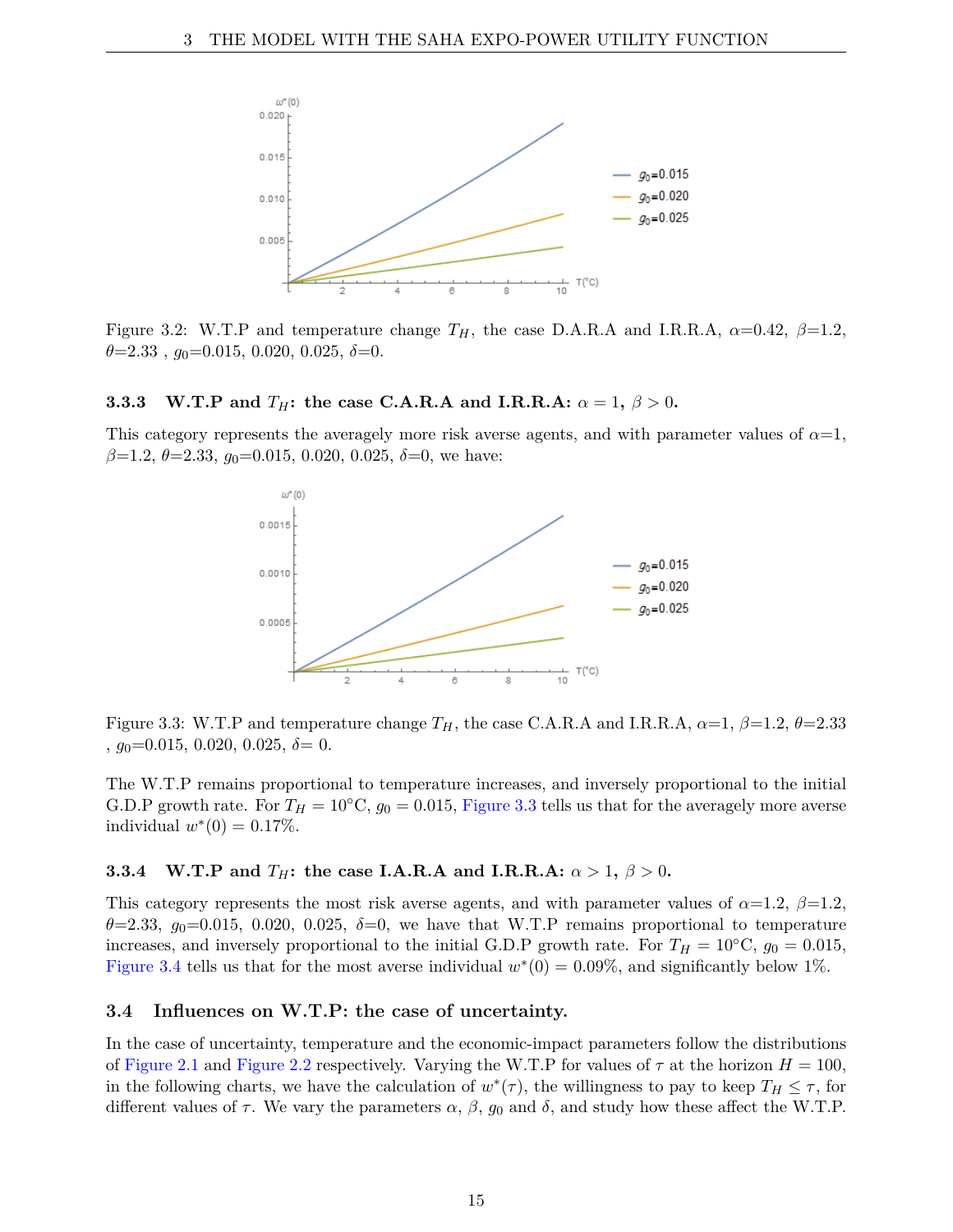Figure 3.2: W.T.P and temperature change $T_H$, the case D.A.R.A and I.R.R.A, $\alpha$=0.42, $\beta$=1.2, $\theta$=2.33 , $g_0$=0.015, 0.020, 0.025, $\delta$=0.

### 3.3.3 W.T.P and $T_H$: the case C.A.R.A and I.R.R.A: $\alpha = 1$, $\beta > 0$.

This category represents the averagely more risk averse agents, and with parameter values of $\alpha$=1, $\beta$=1.2, $\theta$=2.33, $g_0$=0.015, 0.020, 0.025, $\delta$=0, we have:

Figure 3.3: W.T.P and temperature change $T_H$, the case C.A.R.A and I.R.R.A, $\alpha$=1, $\beta$=1.2, $\theta$=2.33 , $g_0$=0.015, 0.020, 0.025, $\delta$= 0.

The W.T.P remains proportional to temperature increases, and inversely proportional to the initial G.D.P growth rate. For $T_H = 10$°C, $g_0 = 0.015$, Figure 3.3 tells us that for the averagely more averse individual $w^*(0) = 0.17\%$.

### 3.3.4 W.T.P and $T_H$: the case I.A.R.A and I.R.R.A: $\alpha > 1$, $\beta > 0$.

This category represents the most risk averse agents, and with parameter values of $\alpha$=1.2, $\beta$=1.2, $\theta$=2.33, $g_0$=0.015, 0.020, 0.025, $\delta$=0, we have that W.T.P remains proportional to temperature increases, and inversely proportional to the initial G.D.P growth rate. For $T_H = 10$°C, $g_0 = 0.015$, Figure 3.4 tells us that for the most averse individual $w^*(0) = 0.09\%$, and significantly below 1%.

## 3.4 Influences on W.T.P: the case of uncertainty.

In the case of uncertainty, temperature and the economic-impact parameters follow the distributions of Figure 2.1 and Figure 2.2 respectively. Varying the W.T.P for values of $\tau$ at the horizon $H = 100$, in the following charts, we have the calculation of $w^*(\tau)$, the willingness to pay to keep $T_H \leq \tau$, for different values of $\tau$. We vary the parameters $\alpha$, $\beta$, $g_0$ and $\delta$, and study how these affect the W.T.P.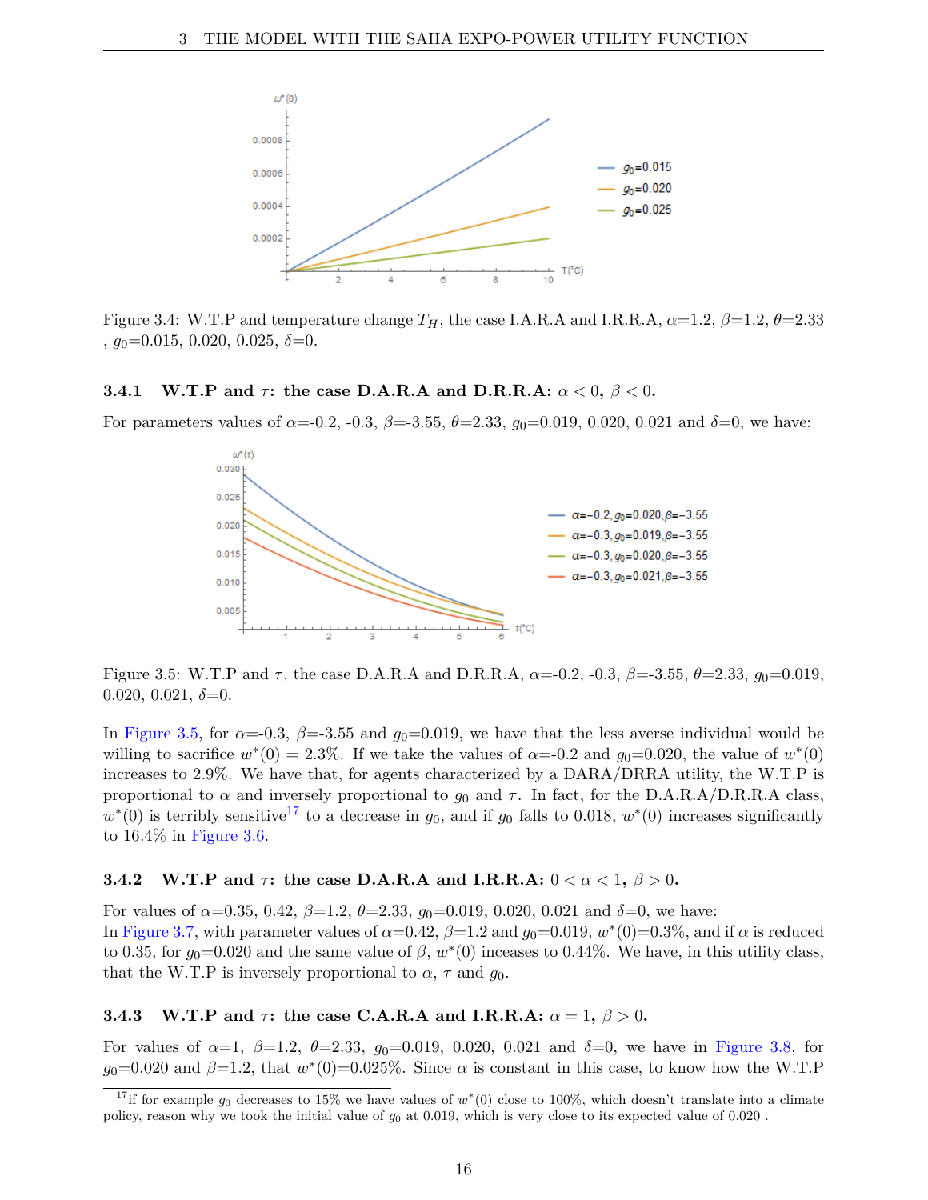Figure 3.4: W.T.P and temperature change $T_H$, the case I.A.R.A and I.R.R.A, $\alpha$=1.2, $\beta$=1.2, $\theta$=2.33 , $g_0$=0.015, 0.020, 0.025, $\delta$=0.

### 3.4.1 W.T.P and $\tau$: the case D.A.R.A and D.R.R.A: $\alpha < 0$, $\beta < 0$.

For parameters values of $\alpha$=-0.2, -0.3, $\beta$=-3.55, $\theta$=2.33, $g_0$=0.019, 0.020, 0.021 and $\delta$=0, we have:

Figure 3.5: W.T.P and $\tau$, the case D.A.R.A and D.R.R.A, $\alpha$=-0.2, -0.3, $\beta$=-3.55, $\theta$=2.33, $g_0$=0.019, 0.020, 0.021, $\delta$=0.

In Figure 3.5, for $\alpha$=-0.3, $\beta$=-3.55 and $g_0$=0.019, we have that the less averse individual would be willing to sacrifice $w^*(0) = 2.3\%$. If we take the values of $\alpha$=-0.2 and $g_0$=0.020, the value of $w^*(0)$ increases to 2.9%. We have that, for agents characterized by a DARA/DRRA utility, the W.T.P is proportional to $\alpha$ and inversely proportional to $g_0$ and $\tau$. In fact, for the D.A.R.A/D.R.R.A class, $w^*(0)$ is terribly sensitive[17] to a decrease in $g_0$, and if $g_0$ falls to 0.018, $w^*(0)$ increases significantly to 16.4% in Figure 3.6.

### 3.4.2 W.T.P and $\tau$: the case D.A.R.A and I.R.R.A: $0 < \alpha < 1$, $\beta > 0$.

For values of $\alpha$=0.35, 0.42, $\beta$=1.2, $\theta$=2.33, $g_0$=0.019, 0.020, 0.021 and $\delta$=0, we have:
In Figure 3.7, with parameter values of $\alpha$=0.42, $\beta$=1.2 and $g_0$=0.019, $w^*(0)$=0.3%, and if $\alpha$ is reduced to 0.35, for $g_0$=0.020 and the same value of $\beta$, $w^*(0)$ inceases to 0.44%. We have, in this utility class, that the W.T.P is inversely proportional to $\alpha$, $\tau$ and $g_0$.

### 3.4.3 W.T.P and $\tau$: the case C.A.R.A and I.R.R.A: $\alpha = 1$, $\beta > 0$.

For values of $\alpha$=1, $\beta$=1.2, $\theta$=2.33, $g_0$=0.019, 0.020, 0.021 and $\delta$=0, we have in Figure 3.8, for $g_0$=0.020 and $\beta$=1.2, that $w^*(0)$=0.025%. Since $\alpha$ is constant in this case, to know how the W.T.P

[17] if for example $g_0$ decreases to 15% we have values of $w^*(0)$ close to 100%, which doesn't translate into a climate policy, reason why we took the initial value of $g_0$ at 0.019, which is very close to its expected value of 0.020 .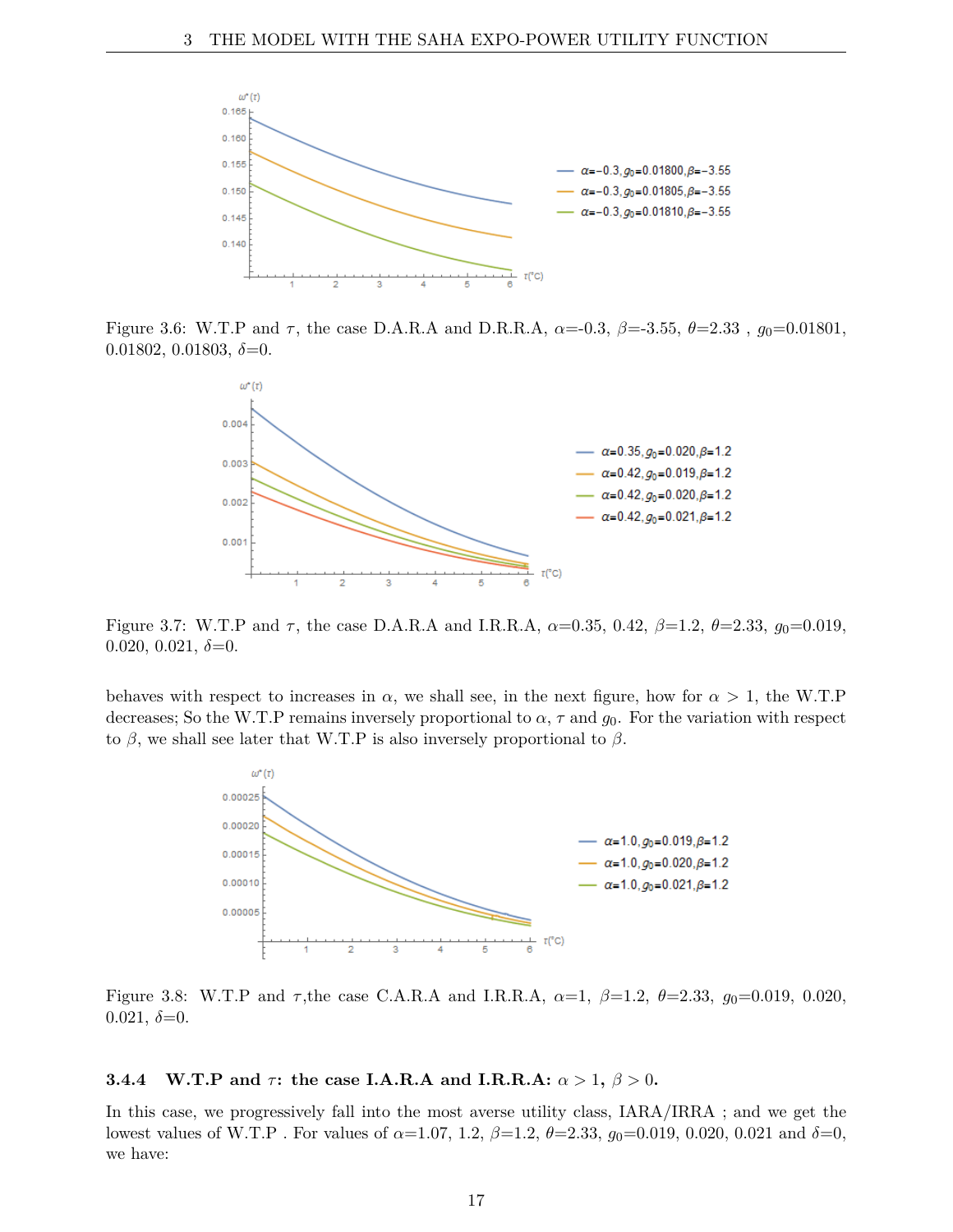Figure 3.6: W.T.P and $\tau$, the case D.A.R.A and D.R.R.A, $\alpha$=-0.3, $\beta$=-3.55, $\theta$=2.33 , $g_0$=0.01801, 0.01802, 0.01803, $\delta$=0.

Figure 3.7: W.T.P and $\tau$, the case D.A.R.A and I.R.R.A, $\alpha$=0.35, 0.42, $\beta$=1.2, $\theta$=2.33, $g_0$=0.019, 0.020, 0.021, $\delta$=0.

behaves with respect to increases in $\alpha$, we shall see, in the next figure, how for $\alpha > 1$, the W.T.P decreases; So the W.T.P remains inversely proportional to $\alpha$, $\tau$ and $g_0$. For the variation with respect to $\beta$, we shall see later that W.T.P is also inversely proportional to $\beta$.

Figure 3.8: W.T.P and $\tau$,the case C.A.R.A and I.R.R.A, $\alpha$=1, $\beta$=1.2, $\theta$=2.33, $g_0$=0.019, 0.020, 0.021, $\delta$=0.

### 3.4.4 W.T.P and $\tau$: the case I.A.R.A and I.R.R.A: $\alpha > 1$, $\beta > 0$.

In this case, we progressively fall into the most averse utility class, IARA/IRRA ; and we get the lowest values of W.T.P . For values of $\alpha$=1.07, 1.2, $\beta$=1.2, $\theta$=2.33, $g_0$=0.019, 0.020, 0.021 and $\delta$=0, we have: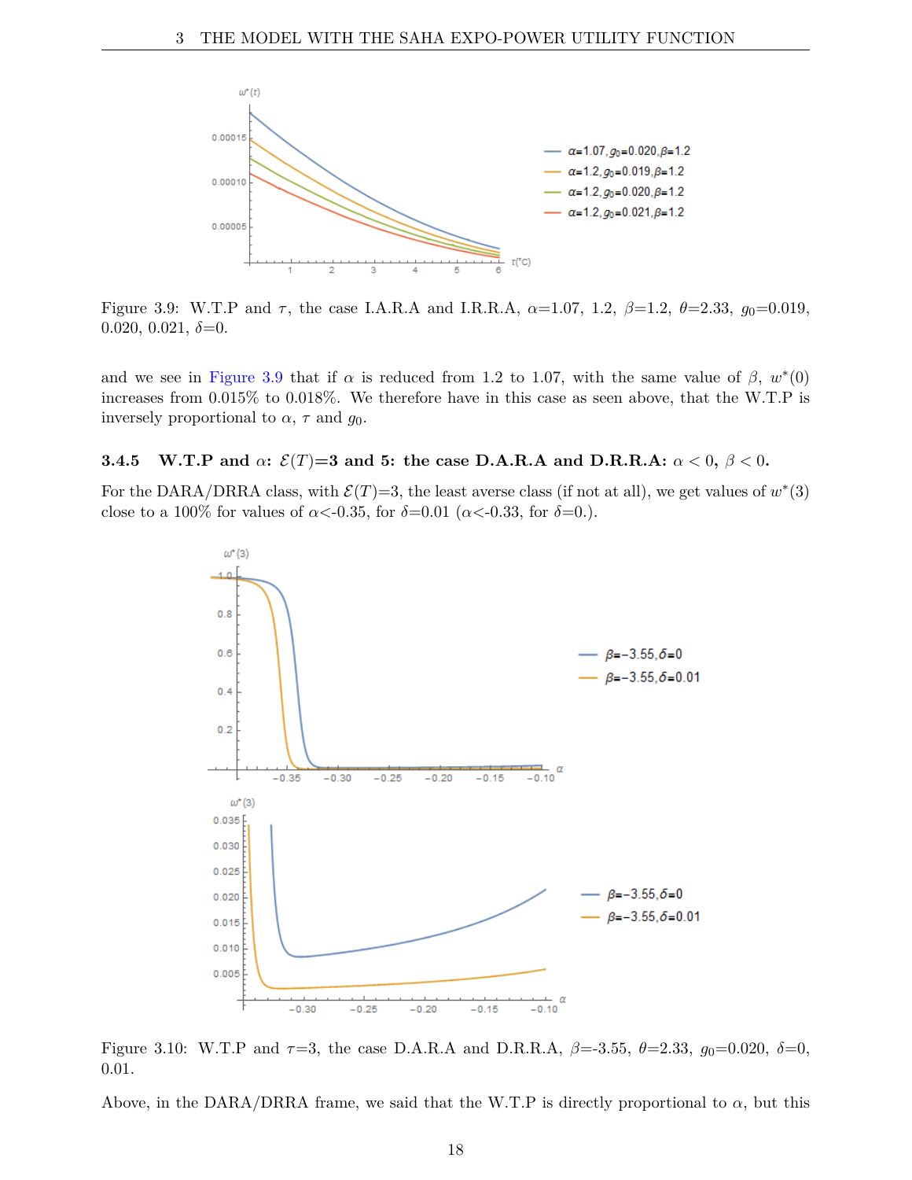Figure 3.9: W.T.P and $\tau$, the case I.A.R.A and I.R.R.A, $\alpha$=1.07, 1.2, $\beta$=1.2, $\theta$=2.33, $g_0$=0.019, 0.020, 0.021, $\delta$=0.

and we see in Figure 3.9 that if $\alpha$ is reduced from 1.2 to 1.07, with the same value of $\beta$, $w^*(0)$ increases from 0.015% to 0.018%. We therefore have in this case as seen above, that the W.T.P is inversely proportional to $\alpha$, $\tau$ and $g_0$.

### 3.4.5 W.T.P and $\alpha$: $\mathcal{E}(T)$=3 and 5: the case D.A.R.A and D.R.R.A: $\alpha < 0$, $\beta < 0$.

For the DARA/DRRA class, with $\mathcal{E}(T)$=3, the least averse class (if not at all), we get values of $w^*(3)$ close to a 100% for values of $\alpha$<-0.35, for $\delta$=0.01 ($\alpha$<-0.33, for $\delta$=0.).

Figure 3.10: W.T.P and $\tau$=3, the case D.A.R.A and D.R.R.A, $\beta$=-3.55, $\theta$=2.33, $g_0$=0.020, $\delta$=0, 0.01.

Above, in the DARA/DRRA frame, we said that the W.T.P is directly proportional to $\alpha$, but this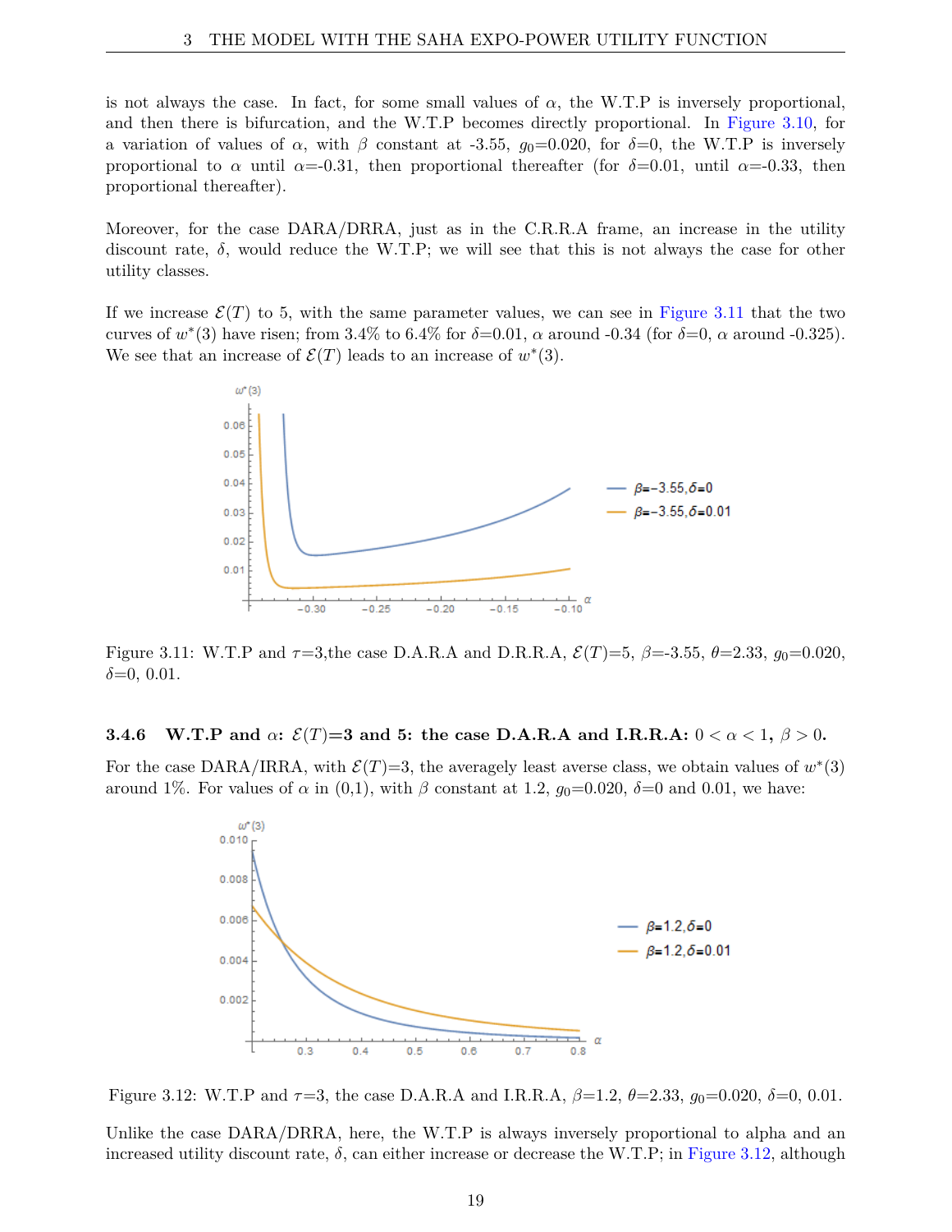is not always the case. In fact, for some small values of $\alpha$, the W.T.P is inversely proportional, and then there is bifurcation, and the W.T.P becomes directly proportional. In Figure 3.10, for a variation of values of $\alpha$, with $\beta$ constant at -3.55, $g_0$=0.020, for $\delta$=0, the W.T.P is inversely proportional to $\alpha$ until $\alpha$=-0.31, then proportional thereafter (for $\delta$=0.01, until $\alpha$=-0.33, then proportional thereafter).

Moreover, for the case DARA/DRRA, just as in the C.R.R.A frame, an increase in the utility discount rate, $\delta$, would reduce the W.T.P; we will see that this is not always the case for other utility classes.

If we increase $\mathcal{E}(T)$ to 5, with the same parameter values, we can see in Figure 3.11 that the two curves of $w^*(3)$ have risen; from 3.4% to 6.4% for $\delta$=0.01, $\alpha$ around -0.34 (for $\delta$=0, $\alpha$ around -0.325). We see that an increase of $\mathcal{E}(T)$ leads to an increase of $w^*(3)$.

Figure 3.11: W.T.P and $\tau$=3,the case D.A.R.A and D.R.R.A, $\mathcal{E}(T)$=5, $\beta$=-3.55, $\theta$=2.33, $g_0$=0.020, $\delta$=0, 0.01.

### 3.4.6 W.T.P and $\alpha$: $\mathcal{E}(T)$=3 and 5: the case D.A.R.A and I.R.R.A: $0 < \alpha < 1$, $\beta > 0$.

For the case DARA/IRRA, with $\mathcal{E}(T)$=3, the averagely least averse class, we obtain values of $w^*(3)$ around 1%. For values of $\alpha$ in (0,1), with $\beta$ constant at 1.2, $g_0$=0.020, $\delta$=0 and 0.01, we have:

Figure 3.12: W.T.P and $\tau$=3, the case D.A.R.A and I.R.R.A, $\beta$=1.2, $\theta$=2.33, $g_0$=0.020, $\delta$=0, 0.01.

Unlike the case DARA/DRRA, here, the W.T.P is always inversely proportional to alpha and an increased utility discount rate, $\delta$, can either increase or decrease the W.T.P; in Figure 3.12, although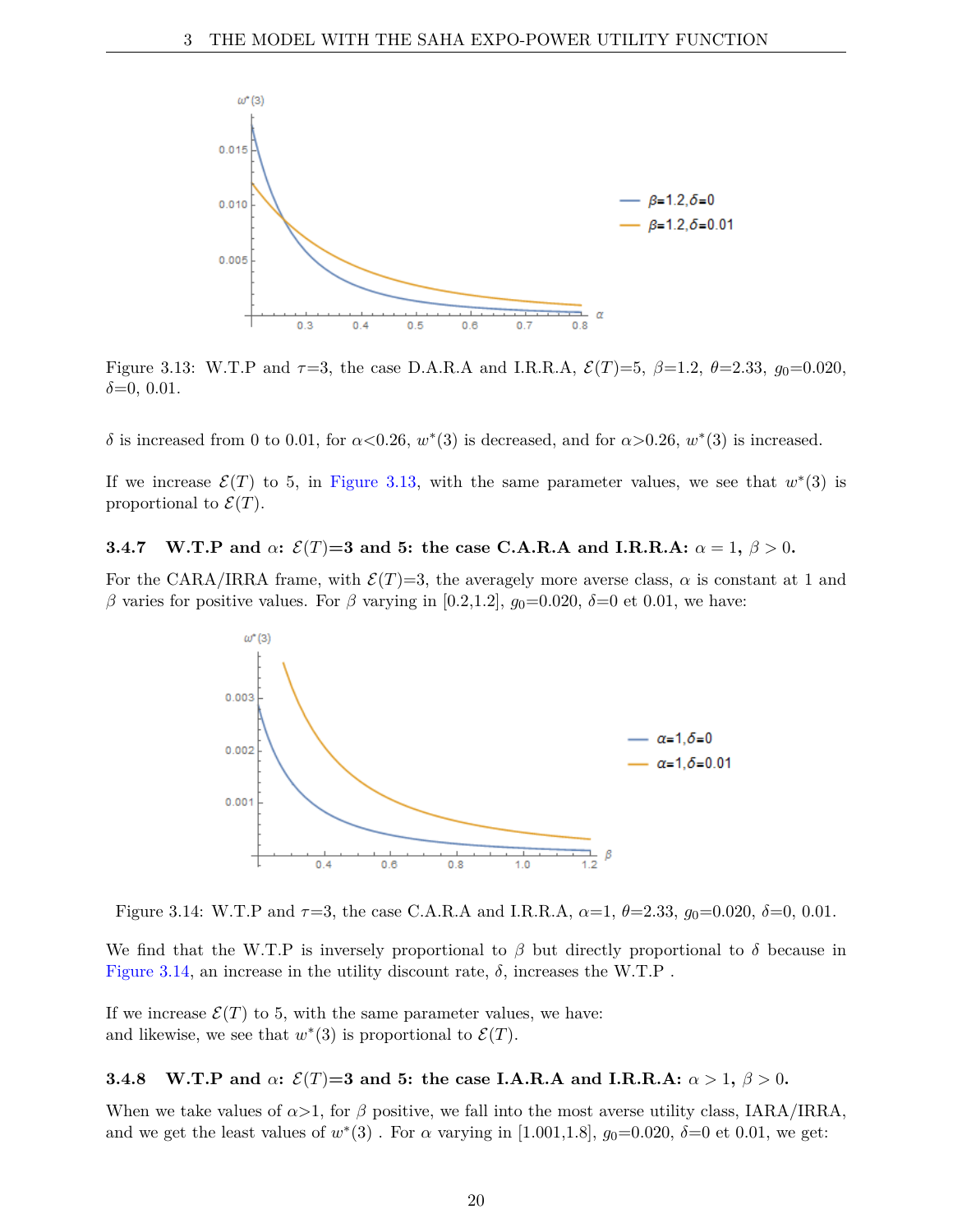Figure 3.13: W.T.P and $\tau$=3, the case D.A.R.A and I.R.R.A, $\mathcal{E}(T)$=5, $\beta$=1.2, $\theta$=2.33, $g_0$=0.020, $\delta$=0, 0.01.

$\delta$ is increased from 0 to 0.01, for $\alpha$<0.26, $w^*(3)$ is decreased, and for $\alpha$>0.26, $w^*(3)$ is increased.

If we increase $\mathcal{E}(T)$ to 5, in Figure 3.13, with the same parameter values, we see that $w^*(3)$ is proportional to $\mathcal{E}(T)$.

### 3.4.7 W.T.P and $\alpha$: $\mathcal{E}(T)$=3 and 5: the case C.A.R.A and I.R.R.A: $\alpha = 1$, $\beta > 0$.

For the CARA/IRRA frame, with $\mathcal{E}(T)$=3, the averagely more averse class, $\alpha$ is constant at 1 and $\beta$ varies for positive values. For $\beta$ varying in [0.2,1.2], $g_0$=0.020, $\delta$=0 et 0.01, we have:

Figure 3.14: W.T.P and $\tau$=3, the case C.A.R.A and I.R.R.A, $\alpha$=1, $\theta$=2.33, $g_0$=0.020, $\delta$=0, 0.01.

We find that the W.T.P is inversely proportional to $\beta$ but directly proportional to $\delta$ because in Figure 3.14, an increase in the utility discount rate, $\delta$, increases the W.T.P .

If we increase $\mathcal{E}(T)$ to 5, with the same parameter values, we have:
and likewise, we see that $w^*(3)$ is proportional to $\mathcal{E}(T)$.

### 3.4.8 W.T.P and $\alpha$: $\mathcal{E}(T)$=3 and 5: the case I.A.R.A and I.R.R.A: $\alpha > 1$, $\beta > 0$.

When we take values of $\alpha$>1, for $\beta$ positive, we fall into the most averse utility class, IARA/IRRA, and we get the least values of $w^*(3)$ . For $\alpha$ varying in [1.001,1.8], $g_0$=0.020, $\delta$=0 et 0.01, we get: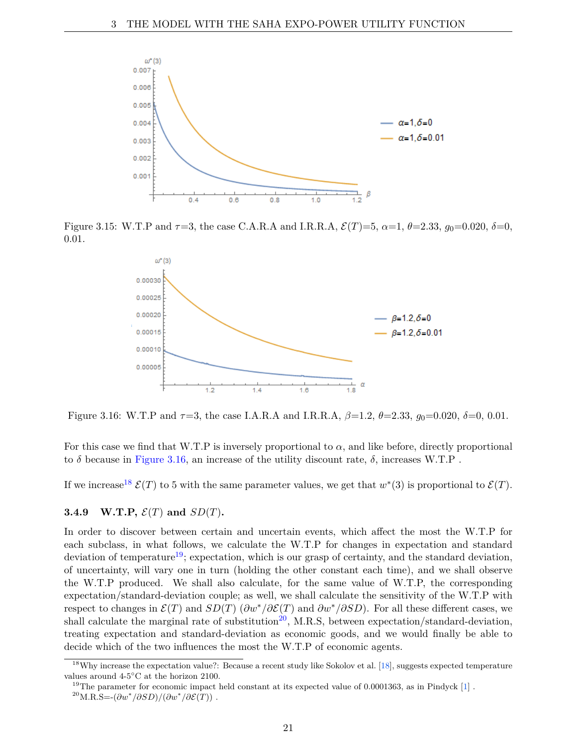Figure 3.15: W.T.P and $\tau$=3, the case C.A.R.A and I.R.R.A, $\mathcal{E}(T)$=5, $\alpha$=1, $\theta$=2.33, $g_0$=0.020, $\delta$=0, 0.01.

Figure 3.16: W.T.P and $\tau$=3, the case I.A.R.A and I.R.R.A, $\beta$=1.2, $\theta$=2.33, $g_0$=0.020, $\delta$=0, 0.01.

For this case we find that W.T.P is inversely proportional to $\alpha$, and like before, directly proportional to $\delta$ because in Figure 3.16, an increase of the utility discount rate, $\delta$, increases W.T.P .

If we increase[18] $\mathcal{E}(T)$ to 5 with the same parameter values, we get that $w^*(3)$ is proportional to $\mathcal{E}(T)$.

### 3.4.9 W.T.P, $\mathcal{E}(T)$ and $SD(T)$.

In order to discover between certain and uncertain events, which affect the most the W.T.P for each subclass, in what follows, we calculate the W.T.P for changes in expectation and standard deviation of temperature[19]; expectation, which is our grasp of certainty, and the standard deviation, of uncertainty, will vary one in turn (holding the other constant each time), and we shall observe the W.T.P produced. We shall also calculate, for the same value of W.T.P, the corresponding expectation/standard-deviation couple; as well, we shall calculate the sensitivity of the W.T.P with respect to changes in $\mathcal{E}(T)$ and $SD(T)$ ($\partial w^*/\partial \mathcal{E}(T)$ and $\partial w^*/\partial SD$). For all these different cases, we shall calculate the marginal rate of substitution[20], M.R.S, between expectation/standard-deviation, treating expectation and standard-deviation as economic goods, and we would finally be able to decide which of the two influences the most the W.T.P of economic agents.

[18] Why increase the expectation value?: Because a recent study like Sokolov et al. [18], suggests expected temperature values around 4-5°C at the horizon 2100.

[19] The parameter for economic impact held constant at its expected value of 0.0001363, as in Pindyck [1] .

[20] M.R.S=$-(\partial w^*/\partial SD)/(\partial w^*/\partial \mathcal{E}(T))$ .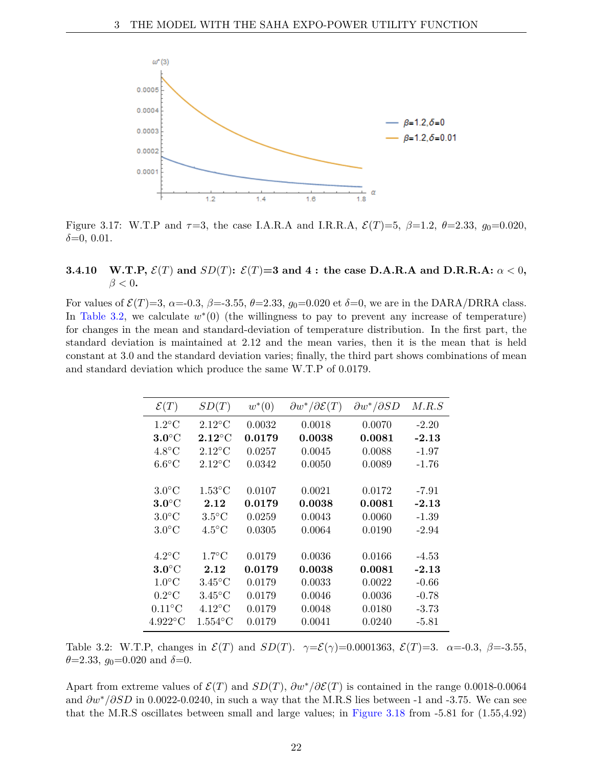Figure 3.17: W.T.P and $\tau$=3, the case I.A.R.A and I.R.R.A, $\mathcal{E}(T)$=5, $\beta$=1.2, $\theta$=2.33, $g_0$=0.020, $\delta$=0, 0.01.

### 3.4.10 W.T.P, $\mathcal{E}(T)$ and $SD(T)$: $\mathcal{E}(T)$=3 and 4 : the case D.A.R.A and D.R.R.A: $\alpha < 0$, $\beta < 0$.

For values of $\mathcal{E}(T)$=3, $\alpha$=-0.3, $\beta$=-3.55, $\theta$=2.33, $g_0$=0.020 et $\delta$=0, we are in the DARA/DRRA class. In Table 3.2, we calculate $w^*(0)$ (the willingness to pay to prevent any increase of temperature) for changes in the mean and standard-deviation of temperature distribution. In the first part, the standard deviation is maintained at 2.12 and the mean varies, then it is the mean that is held constant at 3.0 and the standard deviation varies; finally, the third part shows combinations of mean and standard deviation which produce the same W.T.P of 0.0179.

| $\mathcal{E}(T)$ | $SD(T)$ | $w^*(0)$ | $\partial w^*/\partial \mathcal{E}(T)$ | $\partial w^*/\partial SD$ | $M.R.S$ |
|---|---|---|---|---|---|
| 1.2°C | 2.12°C | 0.0032 | 0.0018 | 0.0070 | -2.20 |
| **3.0°C** | **2.12°C** | **0.0179** | **0.0038** | **0.0081** | **-2.13** |
| 4.8°C | 2.12°C | 0.0257 | 0.0045 | 0.0088 | -1.97 |
| 6.6°C | 2.12°C | 0.0342 | 0.0050 | 0.0089 | -1.76 |
| 3.0°C | 1.53°C | 0.0107 | 0.0021 | 0.0172 | -7.91 |
| **3.0°C** | **2.12** | **0.0179** | **0.0038** | **0.0081** | **-2.13** |
| 3.0°C | 3.5°C | 0.0259 | 0.0043 | 0.0060 | -1.39 |
| 3.0°C | 4.5°C | 0.0305 | 0.0064 | 0.0190 | -2.94 |
| 4.2°C | 1.7°C | 0.0179 | 0.0036 | 0.0166 | -4.53 |
| **3.0°C** | **2.12** | **0.0179** | **0.0038** | **0.0081** | **-2.13** |
| 1.0°C | 3.45°C | 0.0179 | 0.0033 | 0.0022 | -0.66 |
| 0.2°C | 3.45°C | 0.0179 | 0.0046 | 0.0036 | -0.78 |
| 0.11°C | 4.12°C | 0.0179 | 0.0048 | 0.0180 | -3.73 |
| 4.922°C | 1.554°C | 0.0179 | 0.0041 | 0.0240 | -5.81 |

Table 3.2: W.T.P, changes in $\mathcal{E}(T)$ and $SD(T)$. $\gamma$=$\mathcal{E}(\gamma)$=0.0001363, $\mathcal{E}(T)$=3. $\alpha$=-0.3, $\beta$=-3.55, $\theta$=2.33, $g_0$=0.020 and $\delta$=0.

Apart from extreme values of $\mathcal{E}(T)$ and $SD(T)$, $\partial w^*/\partial \mathcal{E}(T)$ is contained in the range 0.0018-0.0064 and $\partial w^*/\partial SD$ in 0.0022-0.0240, in such a way that the M.R.S lies between -1 and -3.75. We can see that the M.R.S oscillates between small and large values; in Figure 3.18 from -5.81 for (1.55,4.92)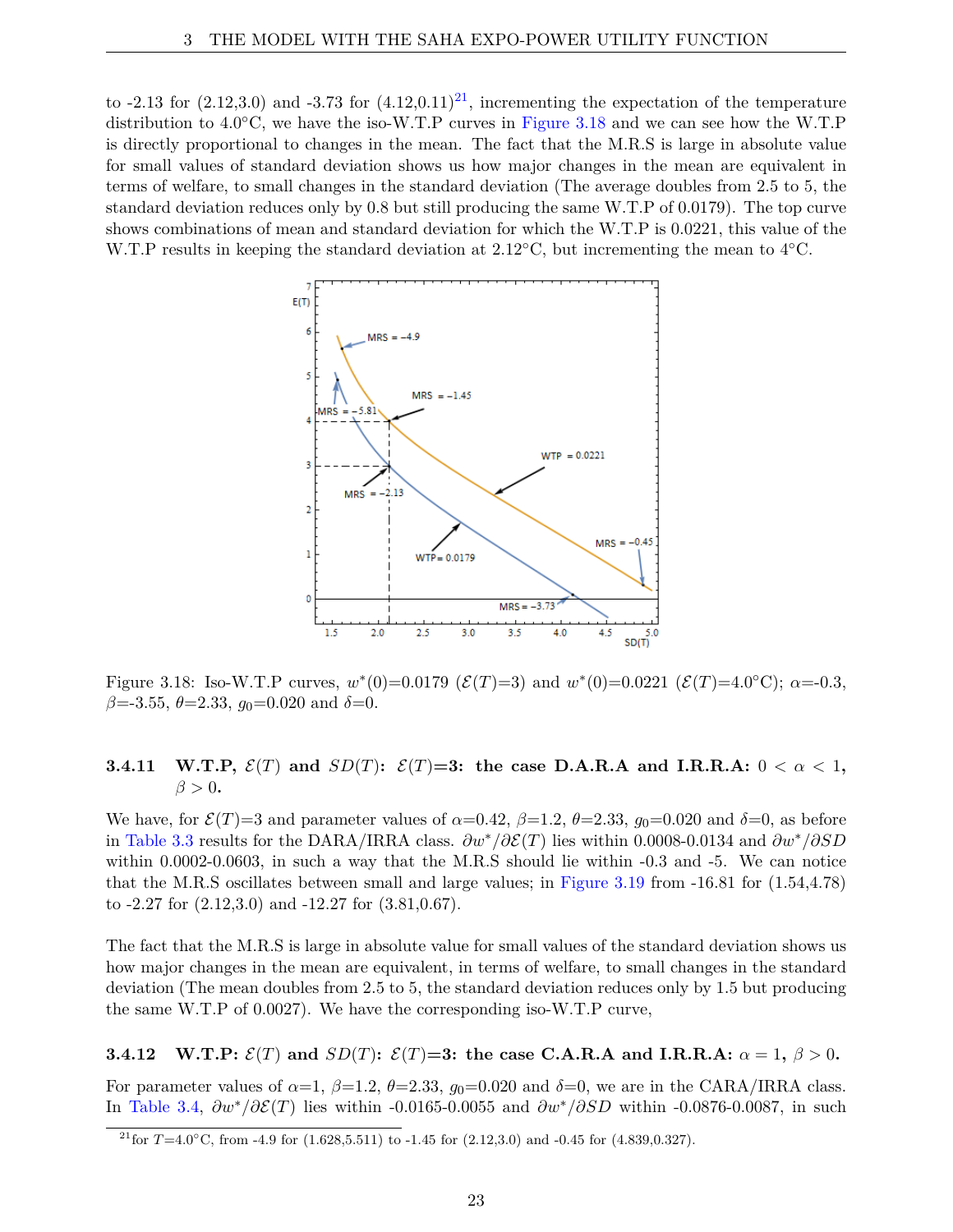to -2.13 for (2.12,3.0) and -3.73 for (4.12,0.11)[21], incrementing the expectation of the temperature distribution to 4.0°C, we have the iso-W.T.P curves in Figure 3.18 and we can see how the W.T.P is directly proportional to changes in the mean. The fact that the M.R.S is large in absolute value for small values of standard deviation shows us how major changes in the mean are equivalent in terms of welfare, to small changes in the standard deviation (The average doubles from 2.5 to 5, the standard deviation reduces only by 0.8 but still producing the same W.T.P of 0.0179). The top curve shows combinations of mean and standard deviation for which the W.T.P is 0.0221, this value of the W.T.P results in keeping the standard deviation at 2.12°C, but incrementing the mean to 4°C.

Figure 3.18: Iso-W.T.P curves, $w^*(0)$=0.0179 ($\mathcal{E}(T)$=3) and $w^*(0)$=0.0221 ($\mathcal{E}(T)$=4.0°C); $\alpha$=-0.3, $\beta$=-3.55, $\theta$=2.33, $g_0$=0.020 and $\delta$=0.

#### 3.4.11 W.T.P, $\mathcal{E}(T)$ and $SD(T)$: $\mathcal{E}(T)$=3: the case D.A.R.A and I.R.R.A: $0 < \alpha < 1$, $\beta > 0$.

We have, for $\mathcal{E}(T)$=3 and parameter values of $\alpha$=0.42, $\beta$=1.2, $\theta$=2.33, $g_0$=0.020 and $\delta$=0, as before in Table 3.3 results for the DARA/IRRA class. $\partial w^*/\partial \mathcal{E}(T)$ lies within 0.0008-0.0134 and $\partial w^*/\partial SD$ within 0.0002-0.0603, in such a way that the M.R.S should lie within -0.3 and -5. We can notice that the M.R.S oscillates between small and large values; in Figure 3.19 from -16.81 for (1.54,4.78) to -2.27 for (2.12,3.0) and -12.27 for (3.81,0.67).

The fact that the M.R.S is large in absolute value for small values of the standard deviation shows us how major changes in the mean are equivalent, in terms of welfare, to small changes in the standard deviation (The mean doubles from 2.5 to 5, the standard deviation reduces only by 1.5 but producing the same W.T.P of 0.0027). We have the corresponding iso-W.T.P curve,

#### 3.4.12 W.T.P: $\mathcal{E}(T)$ and $SD(T)$: $\mathcal{E}(T)$=3: the case C.A.R.A and I.R.R.A: $\alpha = 1$, $\beta > 0$.

For parameter values of $\alpha$=1, $\beta$=1.2, $\theta$=2.33, $g_0$=0.020 and $\delta$=0, we are in the CARA/IRRA class. In Table 3.4, $\partial w^*/\partial \mathcal{E}(T)$ lies within -0.0165-0.0055 and $\partial w^*/\partial SD$ within -0.0876-0.0087, in such

[21] for $T$=4.0°C, from -4.9 for (1.628,5.511) to -1.45 for (2.12,3.0) and -0.45 for (4.839,0.327).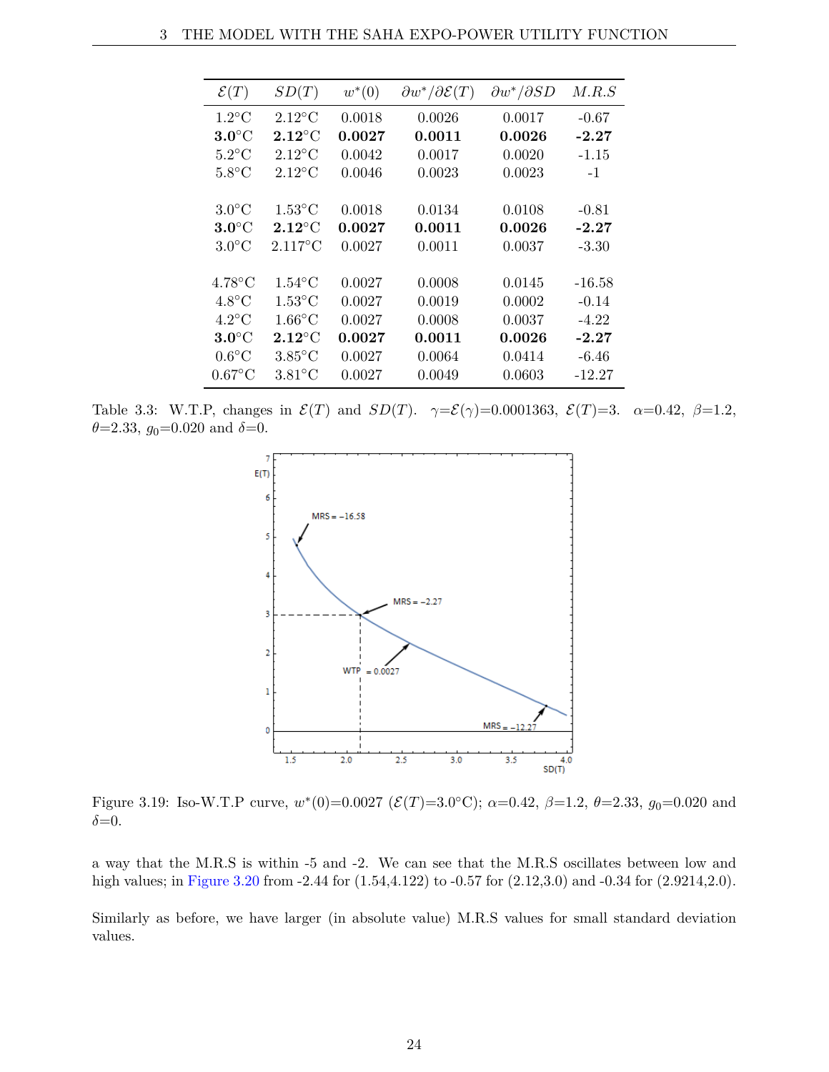| $\mathcal{E}(T)$ | $SD(T)$ | $w^*(0)$ | $\partial w^*/\partial \mathcal{E}(T)$ | $\partial w^*/\partial SD$ | $M.R.S$ |
|---|---|---|---|---|---|
| 1.2°C | 2.12°C | 0.0018 | 0.0026 | 0.0017 | -0.67 |
| **3.0°C** | **2.12°C** | **0.0027** | **0.0011** | **0.0026** | **-2.27** |
| 5.2°C | 2.12°C | 0.0042 | 0.0017 | 0.0020 | -1.15 |
| 5.8°C | 2.12°C | 0.0046 | 0.0023 | 0.0023 | -1 |
| 3.0°C | 1.53°C | 0.0018 | 0.0134 | 0.0108 | -0.81 |
| **3.0°C** | **2.12°C** | **0.0027** | **0.0011** | **0.0026** | **-2.27** |
| 3.0°C | 2.117°C | 0.0027 | 0.0011 | 0.0037 | -3.30 |
| 4.78°C | 1.54°C | 0.0027 | 0.0008 | 0.0145 | -16.58 |
| 4.8°C | 1.53°C | 0.0027 | 0.0019 | 0.0002 | -0.14 |
| 4.2°C | 1.66°C | 0.0027 | 0.0008 | 0.0037 | -4.22 |
| **3.0°C** | **2.12°C** | **0.0027** | **0.0011** | **0.0026** | **-2.27** |
| 0.6°C | 3.85°C | 0.0027 | 0.0064 | 0.0414 | -6.46 |
| 0.67°C | 3.81°C | 0.0027 | 0.0049 | 0.0603 | -12.27 |

Table 3.3: W.T.P, changes in $\mathcal{E}(T)$ and $SD(T)$. $\gamma=\mathcal{E}(\gamma)=0.0001363$, $\mathcal{E}(T)=3$. $\alpha=0.42$, $\beta=1.2$, $\theta=2.33$, $g_0=0.020$ and $\delta=0$.

Figure 3.19: Iso-W.T.P curve, $w^*(0)=0.0027$ ($\mathcal{E}(T)=3.0$°C); $\alpha=0.42$, $\beta=1.2$, $\theta=2.33$, $g_0=0.020$ and $\delta=0$.

a way that the M.R.S is within -5 and -2. We can see that the M.R.S oscillates between low and high values; in Figure 3.20 from -2.44 for (1.54,4.122) to -0.57 for (2.12,3.0) and -0.34 for (2.9214,2.0).

Similarly as before, we have larger (in absolute value) M.R.S values for small standard deviation values.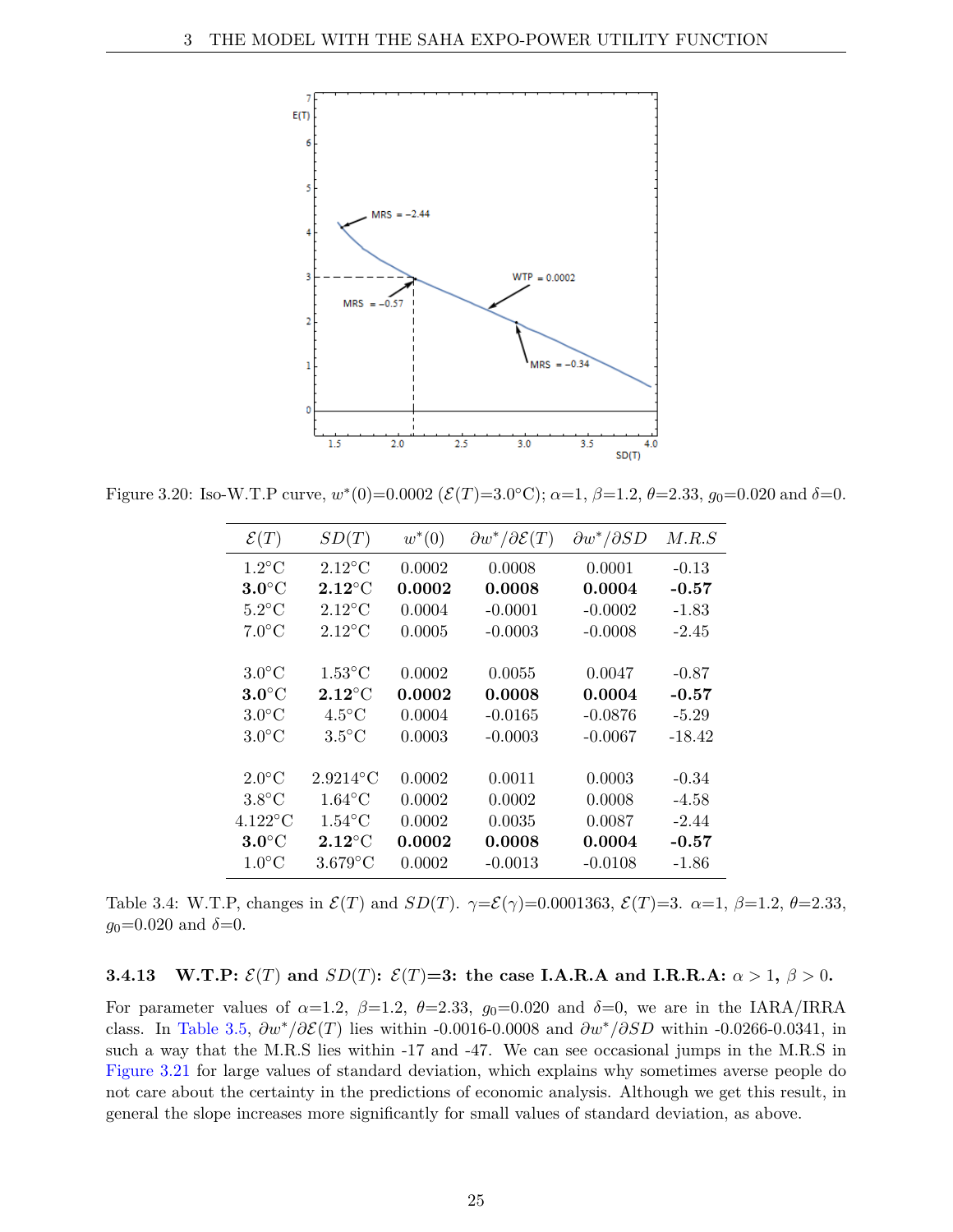Figure 3.20: Iso-W.T.P curve, $w^*(0)$=0.0002 ($\mathcal{E}(T)$=3.0°C); $\alpha$=1, $\beta$=1.2, $\theta$=2.33, $g_0$=0.020 and $\delta$=0.

| $\mathcal{E}(T)$ | $SD(T)$ | $w^*(0)$ | $\partial w^*/\partial \mathcal{E}(T)$ | $\partial w^*/\partial SD$ | $M.R.S$ |
|---|---|---|---|---|---|
| 1.2°C | 2.12°C | 0.0002 | 0.0008 | 0.0001 | -0.13 |
| **3.0°C** | **2.12°C** | **0.0002** | **0.0008** | **0.0004** | **-0.57** |
| 5.2°C | 2.12°C | 0.0004 | -0.0001 | -0.0002 | -1.83 |
| 7.0°C | 2.12°C | 0.0005 | -0.0003 | -0.0008 | -2.45 |
| | | | | | |
| 3.0°C | 1.53°C | 0.0002 | 0.0055 | 0.0047 | -0.87 |
| **3.0°C** | **2.12°C** | **0.0002** | **0.0008** | **0.0004** | **-0.57** |
| 3.0°C | 4.5°C | 0.0004 | -0.0165 | -0.0876 | -5.29 |
| 3.0°C | 3.5°C | 0.0003 | -0.0003 | -0.0067 | -18.42 |
| | | | | | |
| 2.0°C | 2.9214°C | 0.0002 | 0.0011 | 0.0003 | -0.34 |
| 3.8°C | 1.64°C | 0.0002 | 0.0002 | 0.0008 | -4.58 |
| 4.122°C | 1.54°C | 0.0002 | 0.0035 | 0.0087 | -2.44 |
| **3.0°C** | **2.12°C** | **0.0002** | **0.0008** | **0.0004** | **-0.57** |
| 1.0°C | 3.679°C | 0.0002 | -0.0013 | -0.0108 | -1.86 |

Table 3.4: W.T.P, changes in $\mathcal{E}(T)$ and $SD(T)$. $\gamma$=$\mathcal{E}(\gamma)$=0.0001363, $\mathcal{E}(T)$=3. $\alpha$=1, $\beta$=1.2, $\theta$=2.33, $g_0$=0.020 and $\delta$=0.

#### 3.4.13 W.T.P: $\mathcal{E}(T)$ and $SD(T)$: $\mathcal{E}(T)$=3: the case I.A.R.A and I.R.R.A: $\alpha > 1$, $\beta > 0$.

For parameter values of $\alpha$=1.2, $\beta$=1.2, $\theta$=2.33, $g_0$=0.020 and $\delta$=0, we are in the IARA/IRRA class. In Table 3.5, $\partial w^*/\partial \mathcal{E}(T)$ lies within -0.0016-0.0008 and $\partial w^*/\partial SD$ within -0.0266-0.0341, in such a way that the M.R.S lies within -17 and -47. We can see occasional jumps in the M.R.S in Figure 3.21 for large values of standard deviation, which explains why sometimes averse people do not care about the certainty in the predictions of economic analysis. Although we get this result, in general the slope increases more significantly for small values of standard deviation, as above.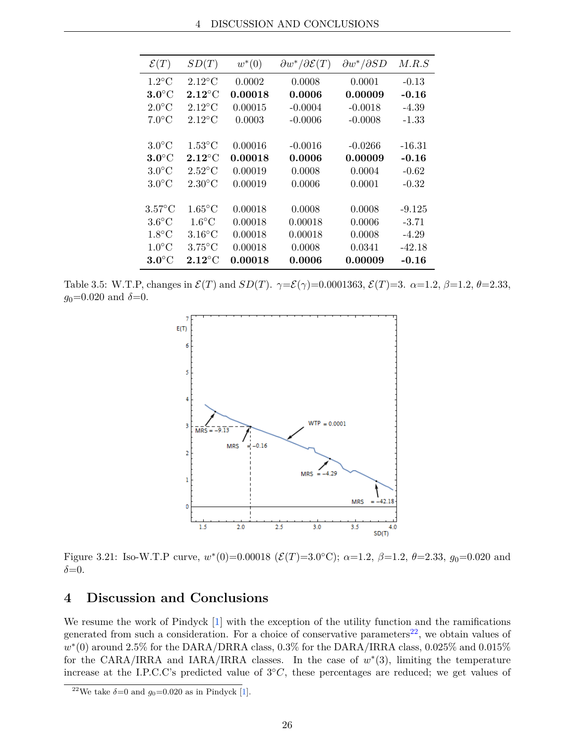| $\mathcal{E}(T)$ | $SD(T)$ | $w^*(0)$ | $\partial w^*/\partial\mathcal{E}(T)$ | $\partial w^*/\partial SD$ | $M.R.S$ |
|---|---|---|---|---|---|
| 1.2°C | 2.12°C | 0.0002 | 0.0008 | 0.0001 | -0.13 |
| **3.0°C** | **2.12°C** | **0.00018** | **0.0006** | **0.00009** | **-0.16** |
| 2.0°C | 2.12°C | 0.00015 | -0.0004 | -0.0018 | -4.39 |
| 7.0°C | 2.12°C | 0.0003 | -0.0006 | -0.0008 | -1.33 |
| 3.0°C | 1.53°C | 0.00016 | -0.0016 | -0.0266 | -16.31 |
| **3.0°C** | **2.12°C** | **0.00018** | **0.0006** | **0.00009** | **-0.16** |
| 3.0°C | 2.52°C | 0.00019 | 0.0008 | 0.0004 | -0.62 |
| 3.0°C | 2.30°C | 0.00019 | 0.0006 | 0.0001 | -0.32 |
| 3.57°C | 1.65°C | 0.00018 | 0.0008 | 0.0008 | -9.125 |
| 3.6°C | 1.6°C | 0.00018 | 0.00018 | 0.0006 | -3.71 |
| 1.8°C | 3.16°C | 0.00018 | 0.00018 | 0.0008 | -4.29 |
| 1.0°C | 3.75°C | 0.00018 | 0.0008 | 0.0341 | -42.18 |
| **3.0°C** | **2.12°C** | **0.00018** | **0.0006** | **0.00009** | **-0.16** |

Table 3.5: W.T.P, changes in $\mathcal{E}(T)$ and $SD(T)$. $\gamma$=$\mathcal{E}(\gamma)$=0.0001363, $\mathcal{E}(T)$=3. $\alpha$=1.2, $\beta$=1.2, $\theta$=2.33, $g_0$=0.020 and $\delta$=0.

Figure 3.21: Iso-W.T.P curve, $w^*(0)$=0.00018 ($\mathcal{E}(T)$=3.0°C); $\alpha$=1.2, $\beta$=1.2, $\theta$=2.33, $g_0$=0.020 and $\delta$=0.

# 4 Discussion and Conclusions

We resume the work of Pindyck [1] with the exception of the utility function and the ramifications generated from such a consideration. For a choice of conservative parameters[22], we obtain values of $w^*(0)$ around 2.5% for the DARA/DRRA class, 0.3% for the DARA/IRRA class, 0.025% and 0.015% for the CARA/IRRA and IARA/IRRA classes. In the case of $w^*(3)$, limiting the temperature increase at the I.P.C.C's predicted value of $3°C$, these percentages are reduced; we get values of

[22] We take $\delta$=0 and $g_0$=0.020 as in Pindyck [1].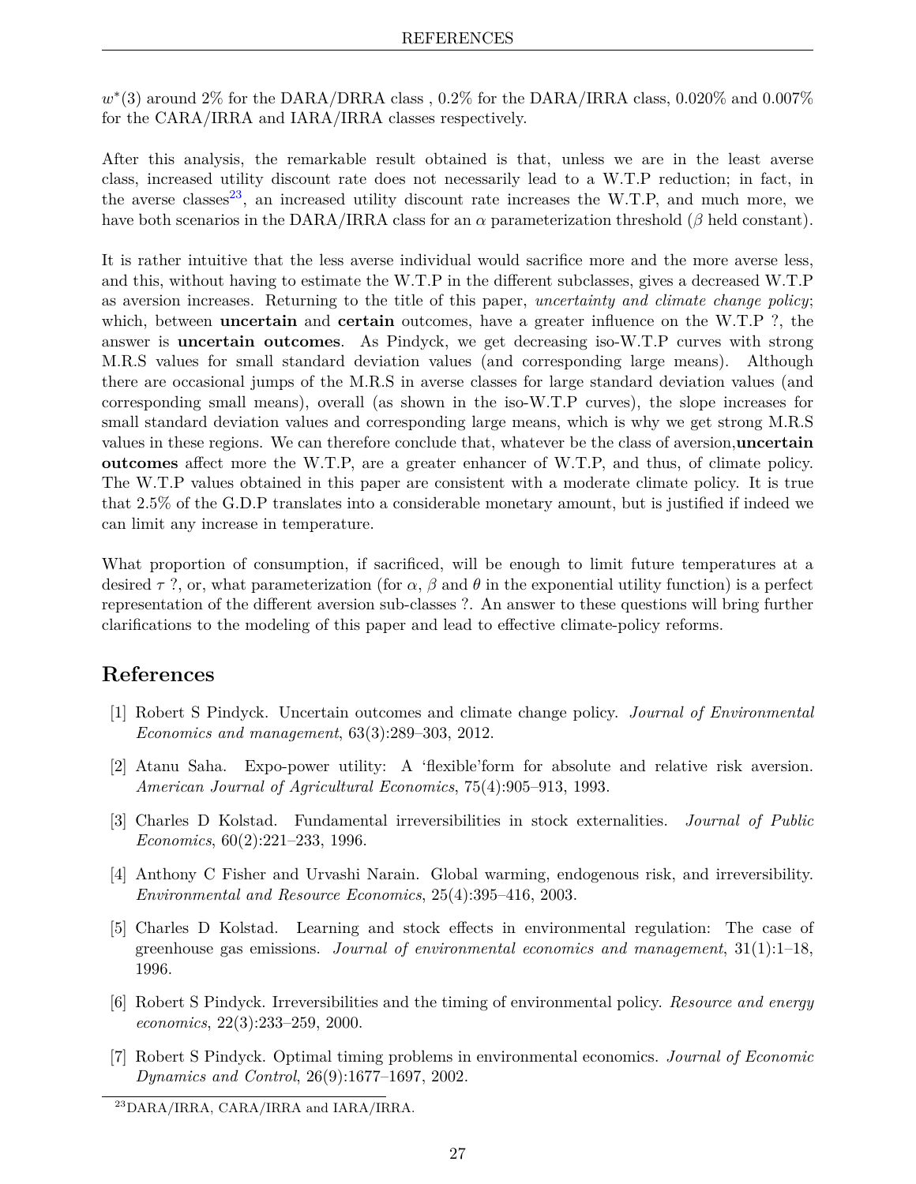$w^*(3)$ around 2% for the DARA/DRRA class , 0.2% for the DARA/IRRA class, 0.020% and 0.007% for the CARA/IRRA and IARA/IRRA classes respectively.

After this analysis, the remarkable result obtained is that, unless we are in the least averse class, increased utility discount rate does not necessarily lead to a W.T.P reduction; in fact, in the averse classes[23], an increased utility discount rate increases the W.T.P, and much more, we have both scenarios in the DARA/IRRA class for an $\alpha$ parameterization threshold ($\beta$ held constant).

It is rather intuitive that the less averse individual would sacrifice more and the more averse less, and this, without having to estimate the W.T.P in the different subclasses, gives a decreased W.T.P as aversion increases. Returning to the title of this paper, *uncertainty and climate change policy*; which, between **uncertain** and **certain** outcomes, have a greater influence on the W.T.P ?, the answer is **uncertain outcomes**. As Pindyck, we get decreasing iso-W.T.P curves with strong M.R.S values for small standard deviation values (and corresponding large means). Although there are occasional jumps of the M.R.S in averse classes for large standard deviation values (and corresponding small means), overall (as shown in the iso-W.T.P curves), the slope increases for small standard deviation values and corresponding large means, which is why we get strong M.R.S values in these regions. We can therefore conclude that, whatever be the class of aversion,**uncertain outcomes** affect more the W.T.P, are a greater enhancer of W.T.P, and thus, of climate policy. The W.T.P values obtained in this paper are consistent with a moderate climate policy. It is true that 2.5% of the G.D.P translates into a considerable monetary amount, but is justified if indeed we can limit any increase in temperature.

What proportion of consumption, if sacrificed, will be enough to limit future temperatures at a desired $\tau$ ?, or, what parameterization (for $\alpha$, $\beta$ and $\theta$ in the exponential utility function) is a perfect representation of the different aversion sub-classes ?. An answer to these questions will bring further clarifications to the modeling of this paper and lead to effective climate-policy reforms.

# References

[1] Robert S Pindyck. Uncertain outcomes and climate change policy. *Journal of Environmental Economics and management*, 63(3):289–303, 2012.

[2] Atanu Saha. Expo-power utility: A 'flexible'form for absolute and relative risk aversion. *American Journal of Agricultural Economics*, 75(4):905–913, 1993.

[3] Charles D Kolstad. Fundamental irreversibilities in stock externalities. *Journal of Public Economics*, 60(2):221–233, 1996.

[4] Anthony C Fisher and Urvashi Narain. Global warming, endogenous risk, and irreversibility. *Environmental and Resource Economics*, 25(4):395–416, 2003.

[5] Charles D Kolstad. Learning and stock effects in environmental regulation: The case of greenhouse gas emissions. *Journal of environmental economics and management*, 31(1):1–18, 1996.

[6] Robert S Pindyck. Irreversibilities and the timing of environmental policy. *Resource and energy economics*, 22(3):233–259, 2000.

[7] Robert S Pindyck. Optimal timing problems in environmental economics. *Journal of Economic Dynamics and Control*, 26(9):1677–1697, 2002.

[23] DARA/IRRA, CARA/IRRA and IARA/IRRA.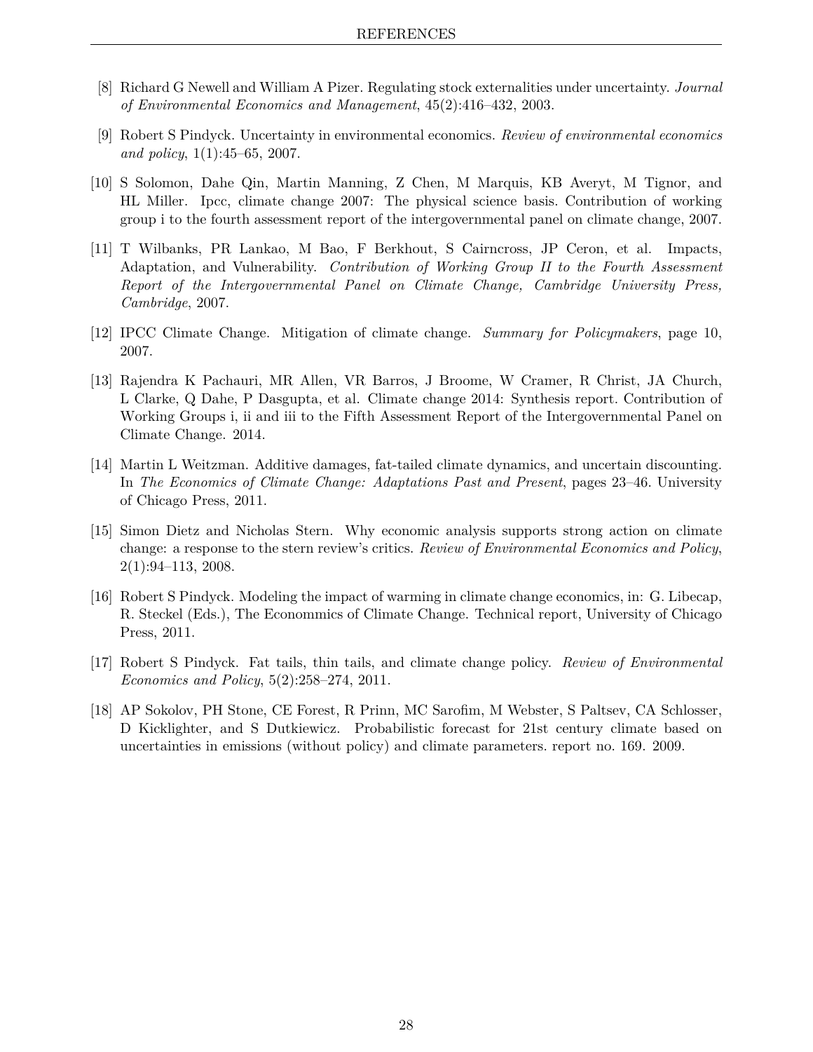[8] Richard G Newell and William A Pizer. Regulating stock externalities under uncertainty. *Journal of Environmental Economics and Management*, 45(2):416–432, 2003.

[9] Robert S Pindyck. Uncertainty in environmental economics. *Review of environmental economics and policy*, 1(1):45–65, 2007.

[10] S Solomon, Dahe Qin, Martin Manning, Z Chen, M Marquis, KB Averyt, M Tignor, and HL Miller. Ipcc, climate change 2007: The physical science basis. Contribution of working group i to the fourth assessment report of the intergovernmental panel on climate change, 2007.

[11] T Wilbanks, PR Lankao, M Bao, F Berkhout, S Cairncross, JP Ceron, et al. Impacts, Adaptation, and Vulnerability. *Contribution of Working Group II to the Fourth Assessment Report of the Intergovernmental Panel on Climate Change, Cambridge University Press, Cambridge*, 2007.

[12] IPCC Climate Change. Mitigation of climate change. *Summary for Policymakers*, page 10, 2007.

[13] Rajendra K Pachauri, MR Allen, VR Barros, J Broome, W Cramer, R Christ, JA Church, L Clarke, Q Dahe, P Dasgupta, et al. Climate change 2014: Synthesis report. Contribution of Working Groups i, ii and iii to the Fifth Assessment Report of the Intergovernmental Panel on Climate Change. 2014.

[14] Martin L Weitzman. Additive damages, fat-tailed climate dynamics, and uncertain discounting. In *The Economics of Climate Change: Adaptations Past and Present*, pages 23–46. University of Chicago Press, 2011.

[15] Simon Dietz and Nicholas Stern. Why economic analysis supports strong action on climate change: a response to the stern review's critics. *Review of Environmental Economics and Policy*, 2(1):94–113, 2008.

[16] Robert S Pindyck. Modeling the impact of warming in climate change economics, in: G. Libecap, R. Steckel (Eds.), The Econommics of Climate Change. Technical report, University of Chicago Press, 2011.

[17] Robert S Pindyck. Fat tails, thin tails, and climate change policy. *Review of Environmental Economics and Policy*, 5(2):258–274, 2011.

[18] AP Sokolov, PH Stone, CE Forest, R Prinn, MC Sarofim, M Webster, S Paltsev, CA Schlosser, D Kicklighter, and S Dutkiewicz. Probabilistic forecast for 21st century climate based on uncertainties in emissions (without policy) and climate parameters. report no. 169. 2009.